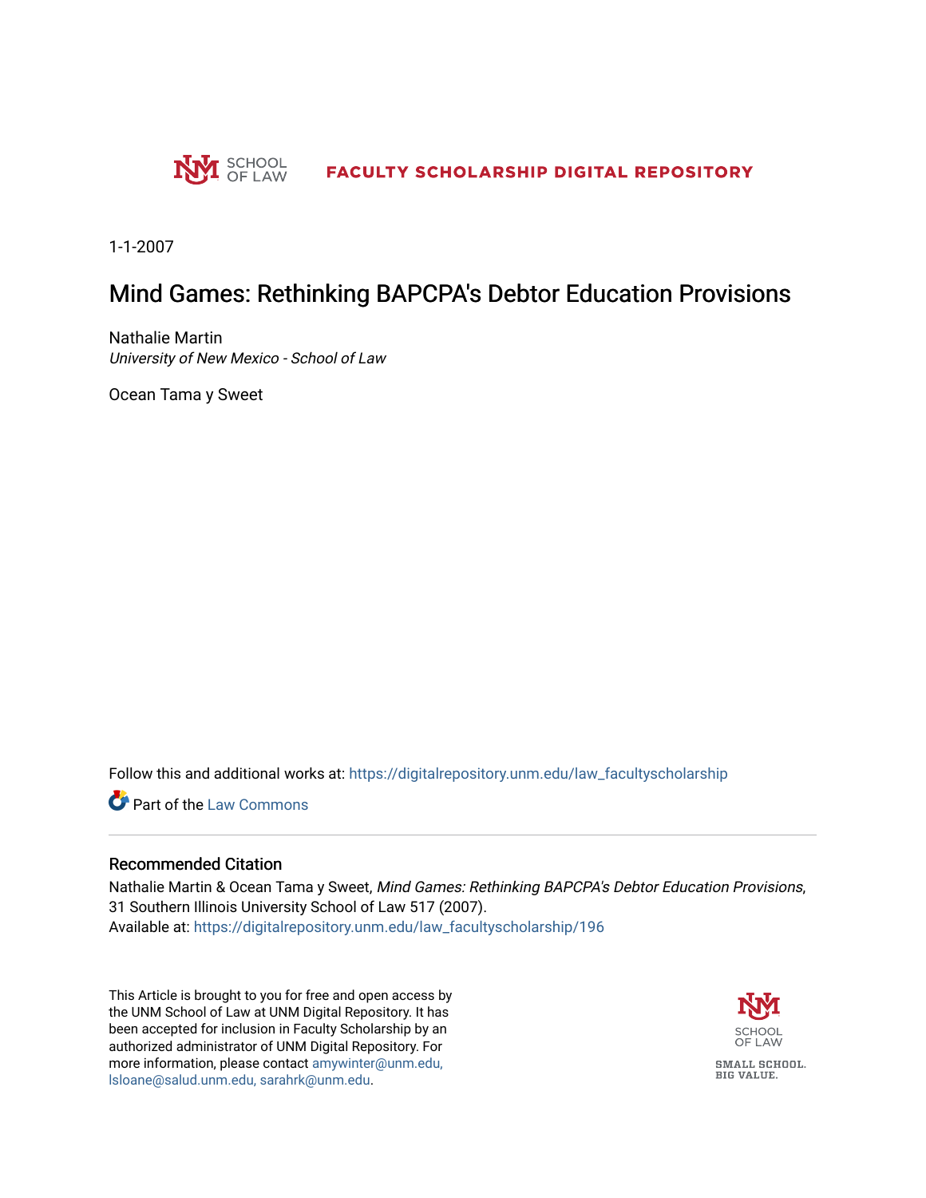SCHOOL OF LAW

FACULTY SCHOLARSHIP DIGITAL REPOSITORY

1-1-2007

# Mind Games: Rethinking BAPCPA's Debtor Education Provisions

Nathalie Martin
*University of New Mexico - School of Law*

Ocean Tama y Sweet

Follow this and additional works at: https://digitalrepository.unm.edu/law_facultyscholarship

Part of the Law Commons

## Recommended Citation

Nathalie Martin & Ocean Tama y Sweet, *Mind Games: Rethinking BAPCPA's Debtor Education Provisions*, 31 Southern Illinois University School of Law 517 (2007).
Available at: https://digitalrepository.unm.edu/law_facultyscholarship/196

This Article is brought to you for free and open access by the UNM School of Law at UNM Digital Repository. It has been accepted for inclusion in Faculty Scholarship by an authorized administrator of UNM Digital Repository. For more information, please contact amywinter@unm.edu, lsloane@salud.unm.edu, sarahrk@unm.edu.

SCHOOL OF LAW

SMALL SCHOOL. BIG VALUE.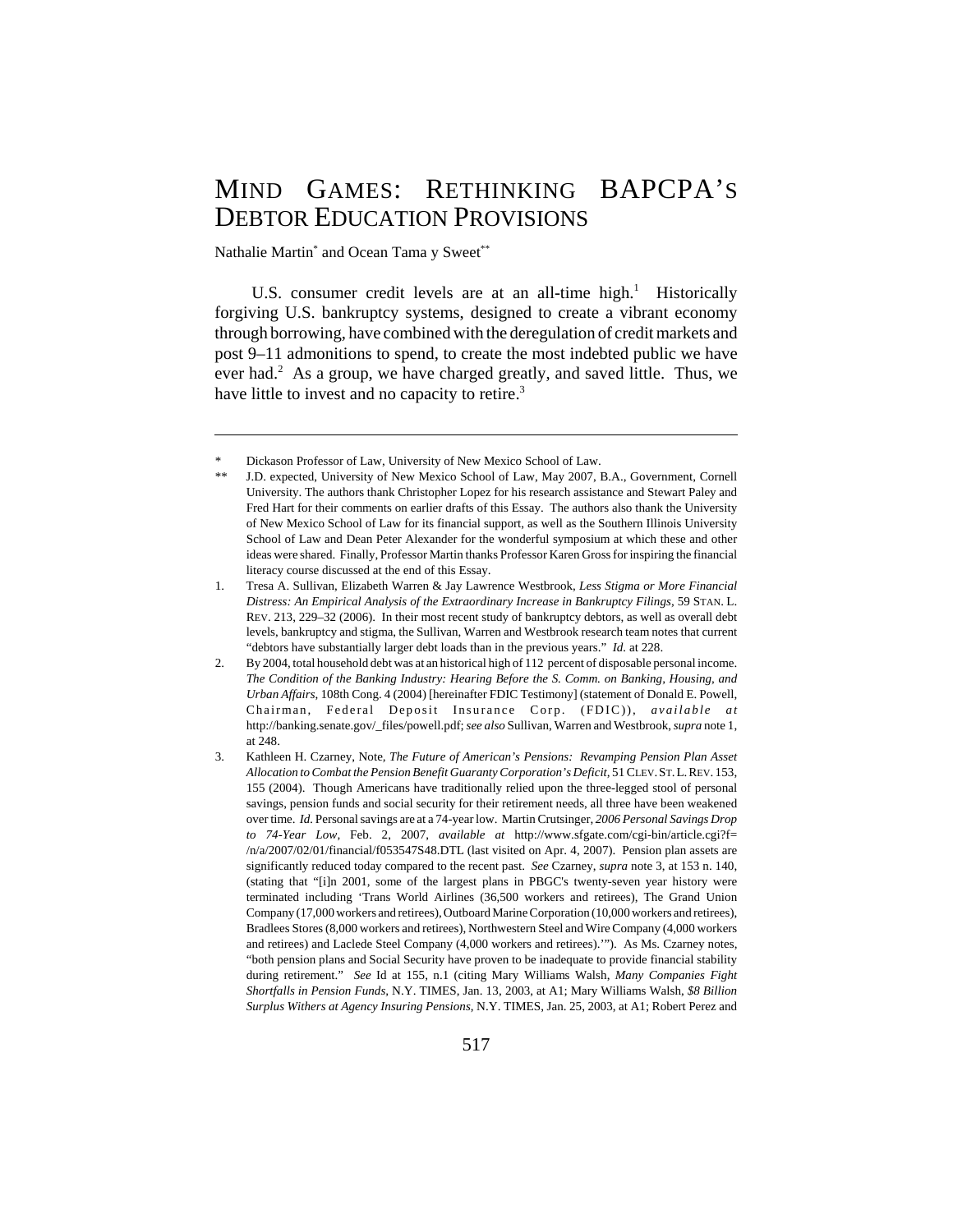# MIND GAMES: RETHINKING BAPCPA'S DEBTOR EDUCATION PROVISIONS

Nathalie Martin[*] and Ocean Tama y Sweet[**]

U.S. consumer credit levels are at an all-time high.[1] Historically forgiving U.S. bankruptcy systems, designed to create a vibrant economy through borrowing, have combined with the deregulation of credit markets and post 9–11 admonitions to spend, to create the most indebted public we have ever had.[2] As a group, we have charged greatly, and saved little. Thus, we have little to invest and no capacity to retire.[3]

---

\* Dickason Professor of Law, University of New Mexico School of Law.

\*\* J.D. expected, University of New Mexico School of Law, May 2007, B.A., Government, Cornell University. The authors thank Christopher Lopez for his research assistance and Stewart Paley and Fred Hart for their comments on earlier drafts of this Essay. The authors also thank the University of New Mexico School of Law for its financial support, as well as the Southern Illinois University School of Law and Dean Peter Alexander for the wonderful symposium at which these and other ideas were shared. Finally, Professor Martin thanks Professor Karen Gross for inspiring the financial literacy course discussed at the end of this Essay.

1. Tresa A. Sullivan, Elizabeth Warren & Jay Lawrence Westbrook, *Less Stigma or More Financial Distress: An Empirical Analysis of the Extraordinary Increase in Bankruptcy Filings*, 59 STAN. L. REV. 213, 229–32 (2006). In their most recent study of bankruptcy debtors, as well as overall debt levels, bankruptcy and stigma, the Sullivan, Warren and Westbrook research team notes that current "debtors have substantially larger debt loads than in the previous years." *Id.* at 228.

2. By 2004, total household debt was at an historical high of 112 percent of disposable personal income. *The Condition of the Banking Industry: Hearing Before the S. Comm. on Banking, Housing, and Urban Affairs*, 108th Cong. 4 (2004) [hereinafter FDIC Testimony] (statement of Donald E. Powell, Chairman, Federal Deposit Insurance Corp. (FDIC)), *available at* http://banking.senate.gov/_files/powell.pdf; *see also* Sullivan, Warren and Westbrook, *supra* note 1, at 248.

3. Kathleen H. Czarney, Note, *The Future of American's Pensions: Revamping Pension Plan Asset Allocation to Combat the Pension Benefit Guaranty Corporation's Deficit*, 51 CLEV. ST. L. REV. 153, 155 (2004). Though Americans have traditionally relied upon the three-legged stool of personal savings, pension funds and social security for their retirement needs, all three have been weakened over time. *Id.* Personal savings are at a 74-year low. Martin Crutsinger, *2006 Personal Savings Drop to 74-Year Low*, Feb. 2, 2007, *available at* http://www.sfgate.com/cgi-bin/article.cgi?f=/n/a/2007/02/01/financial/f053547S48.DTL (last visited on Apr. 4, 2007). Pension plan assets are significantly reduced today compared to the recent past. *See* Czarney, *supra* note 3, at 153 n. 140, (stating that "[i]n 2001, some of the largest plans in PBGC's twenty-seven year history were terminated including 'Trans World Airlines (36,500 workers and retirees), The Grand Union Company (17,000 workers and retirees), Outboard Marine Corporation (10,000 workers and retirees), Bradlees Stores (8,000 workers and retirees), Northwestern Steel and Wire Company (4,000 workers and retirees) and Laclede Steel Company (4,000 workers and retirees).'"). As Ms. Czarney notes, "both pension plans and Social Security have proven to be inadequate to provide financial stability during retirement." *See* Id at 155, n.1 (citing Mary Williams Walsh, *Many Companies Fight Shortfalls in Pension Funds*, N.Y. TIMES, Jan. 13, 2003, at A1; Mary Williams Walsh, *$8 Billion Surplus Withers at Agency Insuring Pensions*, N.Y. TIMES, Jan. 25, 2003, at A1; Robert Perez and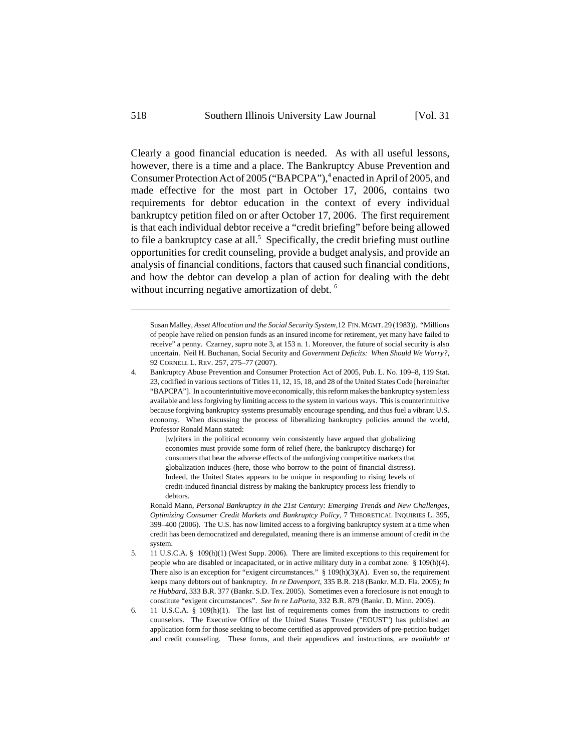Clearly a good financial education is needed. As with all useful lessons, however, there is a time and a place. The Bankruptcy Abuse Prevention and Consumer Protection Act of 2005 ("BAPCPA"),[4] enacted in April of 2005, and made effective for the most part in October 17, 2006, contains two requirements for debtor education in the context of every individual bankruptcy petition filed on or after October 17, 2006. The first requirement is that each individual debtor receive a "credit briefing" before being allowed to file a bankruptcy case at all.[5] Specifically, the credit briefing must outline opportunities for credit counseling, provide a budget analysis, and provide an analysis of financial conditions, factors that caused such financial conditions, and how the debtor can develop a plan of action for dealing with the debt without incurring negative amortization of debt. [6]

---

Susan Malley, *Asset Allocation and the Social Security System*,12 FIN. MGMT. 29 (1983)). "Millions of people have relied on pension funds as an insured income for retirement, yet many have failed to receive" a penny. Czarney, *supra* note 3, at 153 n. 1. Moreover, the future of social security is also uncertain. Neil H. Buchanan, Social Security and *Government Deficits: When Should We Worry?*, 92 CORNELL L. REV. 257, 275–77 (2007).

4. Bankruptcy Abuse Prevention and Consumer Protection Act of 2005, Pub. L. No. 109–8, 119 Stat. 23, codified in various sections of Titles 11, 12, 15, 18, and 28 of the United States Code [hereinafter "BAPCPA"]. In a counterintuitive move economically, this reform makes the bankruptcy system less available and less forgiving by limiting access to the system in various ways. This is counterintuitive because forgiving bankruptcy systems presumably encourage spending, and thus fuel a vibrant U.S. economy. When discussing the process of liberalizing bankruptcy policies around the world, Professor Ronald Mann stated:

> [w]riters in the political economy vein consistently have argued that globalizing economies must provide some form of relief (here, the bankruptcy discharge) for consumers that bear the adverse effects of the unforgiving competitive markets that globalization induces (here, those who borrow to the point of financial distress). Indeed, the United States appears to be unique in responding to rising levels of credit-induced financial distress by making the bankruptcy process less friendly to debtors.

Ronald Mann, *Personal Bankruptcy in the 21st Century: Emerging Trends and New Challenges, Optimizing Consumer Credit Markets and Bankruptcy Policy*, 7 THEORETICAL INQUIRIES L. 395, 399–400 (2006). The U.S. has now limited access to a forgiving bankruptcy system at a time when credit has been democratized and deregulated, meaning there is an immense amount of credit *in* the system.

5. 11 U.S.C.A. § 109(h)(1) (West Supp. 2006). There are limited exceptions to this requirement for people who are disabled or incapacitated, or in active military duty in a combat zone. § 109(h)(4). There also is an exception for "exigent circumstances." § 109(h)(3)(A). Even so, the requirement keeps many debtors out of bankruptcy. *In re Davenport*, 335 B.R. 218 (Bankr. M.D. Fla. 2005); *In re Hubbard*, 333 B.R. 377 (Bankr. S.D. Tex. 2005). Sometimes even a foreclosure is not enough to constitute "exigent circumstances". *See In re LaPorta*, 332 B.R. 879 (Bankr. D. Minn. 2005).

6. 11 U.S.C.A. § 109(h)(1). The last list of requirements comes from the instructions to credit counselors. The Executive Office of the United States Trustee ("EOUST") has published an application form for those seeking to become certified as approved providers of pre-petition budget and credit counseling. These forms, and their appendices and instructions, are *available at*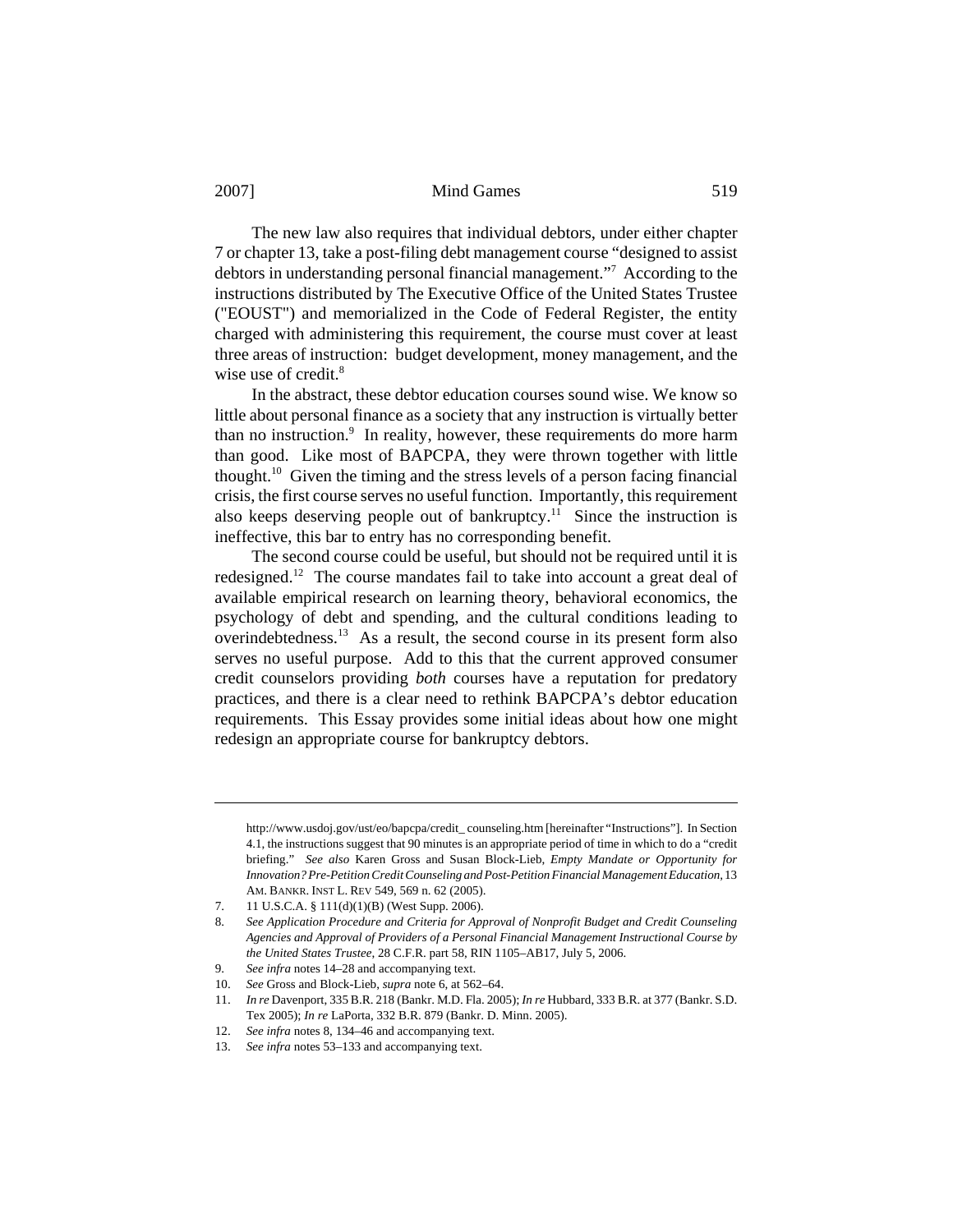The new law also requires that individual debtors, under either chapter 7 or chapter 13, take a post-filing debt management course "designed to assist debtors in understanding personal financial management."[7] According to the instructions distributed by The Executive Office of the United States Trustee ("EOUST") and memorialized in the Code of Federal Register, the entity charged with administering this requirement, the course must cover at least three areas of instruction: budget development, money management, and the wise use of credit.[8]

In the abstract, these debtor education courses sound wise. We know so little about personal finance as a society that any instruction is virtually better than no instruction.[9] In reality, however, these requirements do more harm than good. Like most of BAPCPA, they were thrown together with little thought.[10] Given the timing and the stress levels of a person facing financial crisis, the first course serves no useful function. Importantly, this requirement also keeps deserving people out of bankruptcy.[11] Since the instruction is ineffective, this bar to entry has no corresponding benefit.

The second course could be useful, but should not be required until it is redesigned.[12] The course mandates fail to take into account a great deal of available empirical research on learning theory, behavioral economics, the psychology of debt and spending, and the cultural conditions leading to overindebtedness.[13] As a result, the second course in its present form also serves no useful purpose. Add to this that the current approved consumer credit counselors providing *both* courses have a reputation for predatory practices, and there is a clear need to rethink BAPCPA's debtor education requirements. This Essay provides some initial ideas about how one might redesign an appropriate course for bankruptcy debtors.

---

http://www.usdoj.gov/ust/eo/bapcpa/credit_ counseling.htm [hereinafter "Instructions"]. In Section 4.1, the instructions suggest that 90 minutes is an appropriate period of time in which to do a "credit briefing." *See also* Karen Gross and Susan Block-Lieb, *Empty Mandate or Opportunity for Innovation? Pre-Petition Credit Counseling and Post-Petition Financial Management Education*, 13 AM. BANKR. INST L. REV 549, 569 n. 62 (2005).

7. 11 U.S.C.A. § 111(d)(1)(B) (West Supp. 2006).

8. *See Application Procedure and Criteria for Approval of Nonprofit Budget and Credit Counseling Agencies and Approval of Providers of a Personal Financial Management Instructional Course by the United States Trustee*, 28 C.F.R. part 58, RIN 1105–AB17, July 5, 2006.

9. *See infra* notes 14–28 and accompanying text.

10. *See* Gross and Block-Lieb, *supra* note 6, at 562–64.

11. *In re* Davenport, 335 B.R. 218 (Bankr. M.D. Fla. 2005); *In re* Hubbard, 333 B.R. at 377 (Bankr. S.D. Tex 2005); *In re* LaPorta, 332 B.R. 879 (Bankr. D. Minn. 2005).

12. *See infra* notes 8, 134–46 and accompanying text.

13. *See infra* notes 53–133 and accompanying text.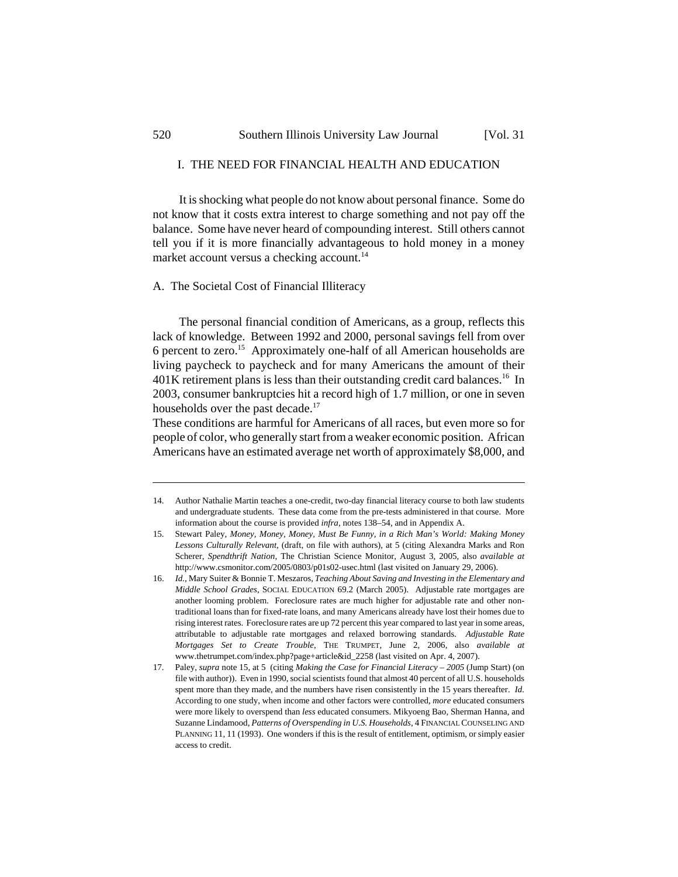## I. THE NEED FOR FINANCIAL HEALTH AND EDUCATION

It is shocking what people do not know about personal finance. Some do not know that it costs extra interest to charge something and not pay off the balance. Some have never heard of compounding interest. Still others cannot tell you if it is more financially advantageous to hold money in a money market account versus a checking account.[14]

### A. The Societal Cost of Financial Illiteracy

The personal financial condition of Americans, as a group, reflects this lack of knowledge. Between 1992 and 2000, personal savings fell from over 6 percent to zero.[15] Approximately one-half of all American households are living paycheck to paycheck and for many Americans the amount of their 401K retirement plans is less than their outstanding credit card balances.[16] In 2003, consumer bankruptcies hit a record high of 1.7 million, or one in seven households over the past decade.[17]

These conditions are harmful for Americans of all races, but even more so for people of color, who generally start from a weaker economic position. African Americans have an estimated average net worth of approximately $8,000, and

---

14. Author Nathalie Martin teaches a one-credit, two-day financial literacy course to both law students and undergraduate students. These data come from the pre-tests administered in that course. More information about the course is provided *infra*, notes 138–54, and in Appendix A.

15. Stewart Paley, *Money, Money, Money, Must Be Funny, in a Rich Man's World: Making Money Lessons Culturally Relevant*, (draft, on file with authors), at 5 (citing Alexandra Marks and Ron Scherer, *Spendthrift Nation*, The Christian Science Monitor, August 3, 2005, also *available at* http://www.csmonitor.com/2005/0803/p01s02-usec.html (last visited on January 29, 2006).

16. *Id.*, Mary Suiter & Bonnie T. Meszaros, *Teaching About Saving and Investing in the Elementary and Middle School Grades*, SOCIAL EDUCATION 69.2 (March 2005). Adjustable rate mortgages are another looming problem. Foreclosure rates are much higher for adjustable rate and other non-traditional loans than for fixed-rate loans, and many Americans already have lost their homes due to rising interest rates. Foreclosure rates are up 72 percent this year compared to last year in some areas, attributable to adjustable rate mortgages and relaxed borrowing standards. *Adjustable Rate Mortgages Set to Create Trouble*, THE TRUMPET, June 2, 2006, also *available at* www.thetrumpet.com/index.php?page+article&id_2258 (last visited on Apr. 4, 2007).

17. Paley, *supra* note 15, at 5 (citing *Making the Case for Financial Literacy – 2005* (Jump Start) (on file with author)). Even in 1990, social scientists found that almost 40 percent of all U.S. households spent more than they made, and the numbers have risen consistently in the 15 years thereafter. *Id.* According to one study, when income and other factors were controlled, *more* educated consumers were more likely to overspend than *less* educated consumers. Mikyoeng Bao, Sherman Hanna, and Suzanne Lindamood, *Patterns of Overspending in U.S. Households*, 4 FINANCIAL COUNSELING AND PLANNING 11, 11 (1993). One wonders if this is the result of entitlement, optimism, or simply easier access to credit.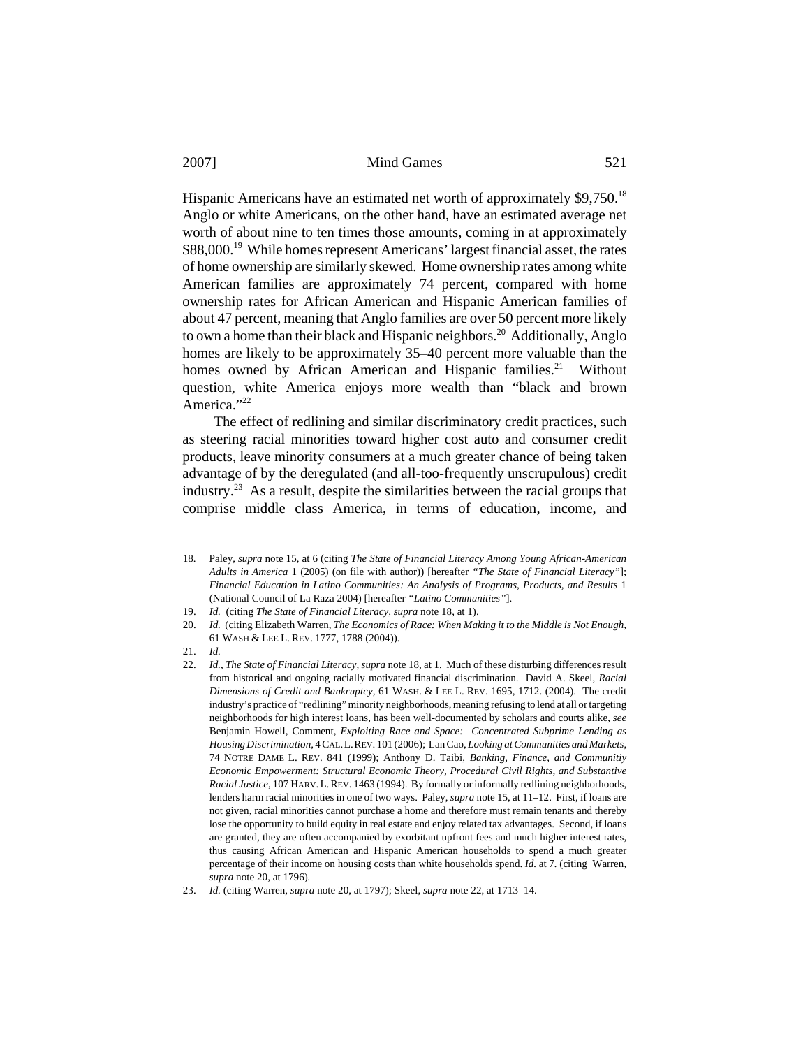Hispanic Americans have an estimated net worth of approximately $9,750.[18] Anglo or white Americans, on the other hand, have an estimated average net worth of about nine to ten times those amounts, coming in at approximately $88,000.[19] While homes represent Americans' largest financial asset, the rates of home ownership are similarly skewed. Home ownership rates among white American families are approximately 74 percent, compared with home ownership rates for African American and Hispanic American families of about 47 percent, meaning that Anglo families are over 50 percent more likely to own a home than their black and Hispanic neighbors.[20] Additionally, Anglo homes are likely to be approximately 35–40 percent more valuable than the homes owned by African American and Hispanic families.[21] Without question, white America enjoys more wealth than "black and brown America."[22]

The effect of redlining and similar discriminatory credit practices, such as steering racial minorities toward higher cost auto and consumer credit products, leave minority consumers at a much greater chance of being taken advantage of by the deregulated (and all-too-frequently unscrupulous) credit industry.[23] As a result, despite the similarities between the racial groups that comprise middle class America, in terms of education, income, and

---

18. Paley, *supra* note 15, at 6 (citing *The State of Financial Literacy Among Young African-American Adults in America* 1 (2005) (on file with author)) [hereafter *"The State of Financial Literacy"*]; *Financial Education in Latino Communities: An Analysis of Programs, Products, and Results* 1 (National Council of La Raza 2004) [hereafter *"Latino Communities"*].

19. *Id.* (citing *The State of Financial Literacy*, *supra* note 18, at 1).

20. *Id.* (citing Elizabeth Warren, *The Economics of Race: When Making it to the Middle is Not Enough*, 61 WASH & LEE L. REV. 1777, 1788 (2004)).

21. *Id.*

22. *Id.*, *The State of Financial Literacy*, *supra* note 18, at 1. Much of these disturbing differences result from historical and ongoing racially motivated financial discrimination. David A. Skeel, *Racial Dimensions of Credit and Bankruptcy*, 61 WASH. & LEE L. REV. 1695, 1712. (2004). The credit industry's practice of "redlining" minority neighborhoods, meaning refusing to lend at all or targeting neighborhoods for high interest loans, has been well-documented by scholars and courts alike, *see* Benjamin Howell, Comment, *Exploiting Race and Space: Concentrated Subprime Lending as Housing Discrimination*, 4 CAL. L. REV. 101 (2006); Lan Cao, *Looking at Communities and Markets*, 74 NOTRE DAME L. REV. 841 (1999); Anthony D. Taibi, *Banking, Finance, and Communitiy Economic Empowerment: Structural Economic Theory, Procedural Civil Rights, and Substantive Racial Justice*, 107 HARV. L. REV. 1463 (1994). By formally or informally redlining neighborhoods, lenders harm racial minorities in one of two ways. Paley, *supra* note 15, at 11–12. First, if loans are not given, racial minorities cannot purchase a home and therefore must remain tenants and thereby lose the opportunity to build equity in real estate and enjoy related tax advantages. Second, if loans are granted, they are often accompanied by exorbitant upfront fees and much higher interest rates, thus causing African American and Hispanic American households to spend a much greater percentage of their income on housing costs than white households spend. *Id.* at 7. (citing Warren, *supra* note 20, at 1796).

23. *Id.* (citing Warren, *supra* note 20, at 1797); Skeel, *supra* note 22, at 1713–14.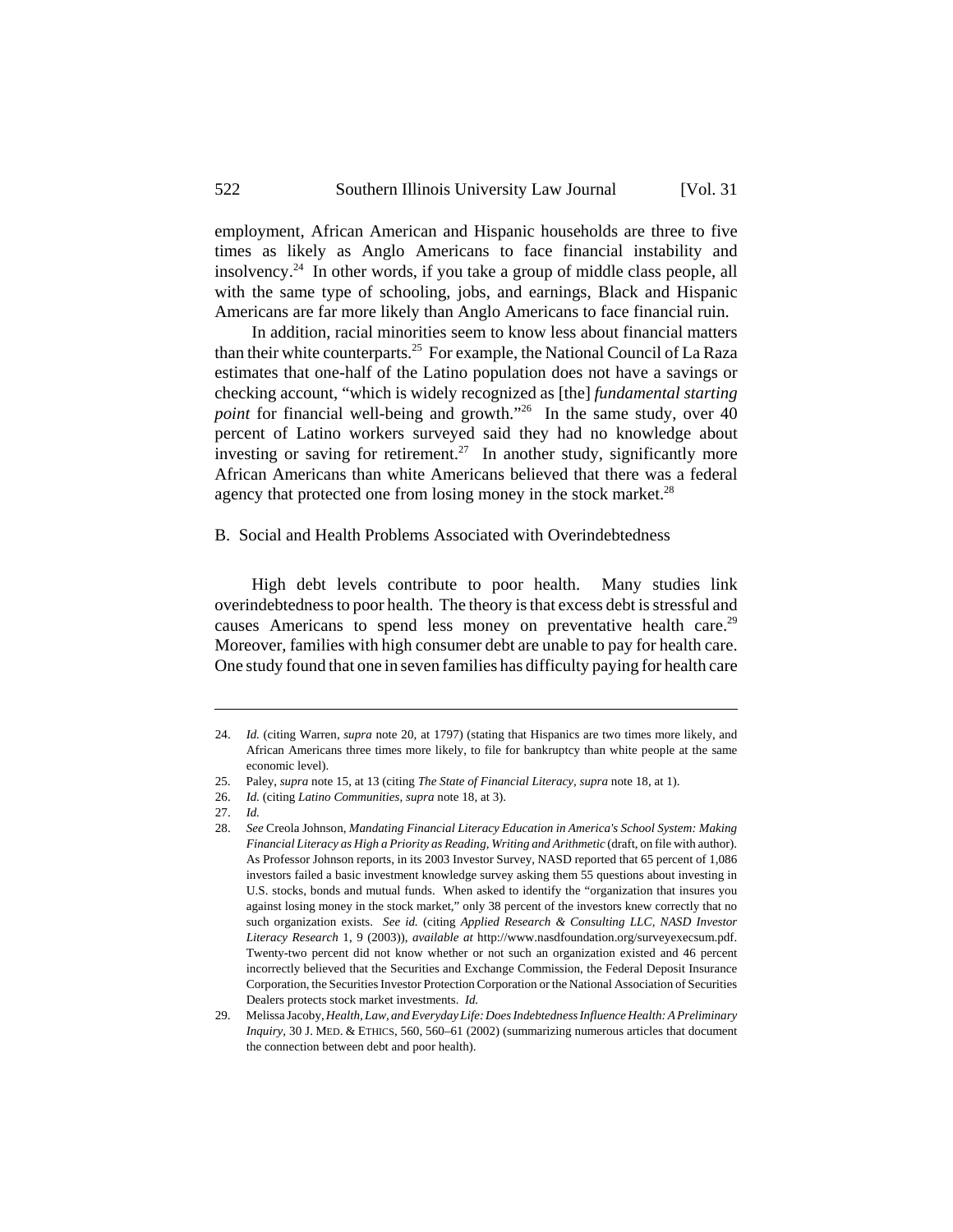employment, African American and Hispanic households are three to five times as likely as Anglo Americans to face financial instability and insolvency.[24] In other words, if you take a group of middle class people, all with the same type of schooling, jobs, and earnings, Black and Hispanic Americans are far more likely than Anglo Americans to face financial ruin.

In addition, racial minorities seem to know less about financial matters than their white counterparts.[25] For example, the National Council of La Raza estimates that one-half of the Latino population does not have a savings or checking account, "which is widely recognized as [the] *fundamental starting point* for financial well-being and growth."[26] In the same study, over 40 percent of Latino workers surveyed said they had no knowledge about investing or saving for retirement.[27] In another study, significantly more African Americans than white Americans believed that there was a federal agency that protected one from losing money in the stock market.[28]

## B. Social and Health Problems Associated with Overindebtedness

High debt levels contribute to poor health. Many studies link overindebtedness to poor health. The theory is that excess debt is stressful and causes Americans to spend less money on preventative health care.[29] Moreover, families with high consumer debt are unable to pay for health care. One study found that one in seven families has difficulty paying for health care

---

24. *Id.* (citing Warren, *supra* note 20, at 1797) (stating that Hispanics are two times more likely, and African Americans three times more likely, to file for bankruptcy than white people at the same economic level).

25. Paley, *supra* note 15, at 13 (citing *The State of Financial Literacy*, *supra* note 18, at 1).

26. *Id.* (citing *Latino Communities*, *supra* note 18, at 3).

27. *Id.*

28. *See* Creola Johnson, *Mandating Financial Literacy Education in America's School System: Making Financial Literacy as High a Priority as Reading, Writing and Arithmetic* (draft, on file with author). As Professor Johnson reports, in its 2003 Investor Survey, NASD reported that 65 percent of 1,086 investors failed a basic investment knowledge survey asking them 55 questions about investing in U.S. stocks, bonds and mutual funds. When asked to identify the "organization that insures you against losing money in the stock market," only 38 percent of the investors knew correctly that no such organization exists. *See id.* (citing *Applied Research & Consulting LLC*, *NASD Investor Literacy Research* 1, 9 (2003)), *available at* http://www.nasdfoundation.org/surveyexecsum.pdf. Twenty-two percent did not know whether or not such an organization existed and 46 percent incorrectly believed that the Securities and Exchange Commission, the Federal Deposit Insurance Corporation, the Securities Investor Protection Corporation or the National Association of Securities Dealers protects stock market investments. *Id.*

29. Melissa Jacoby, *Health, Law, and Everyday Life: Does Indebtedness Influence Health: A Preliminary Inquiry*, 30 J. MED. & ETHICS, 560, 560–61 (2002) (summarizing numerous articles that document the connection between debt and poor health).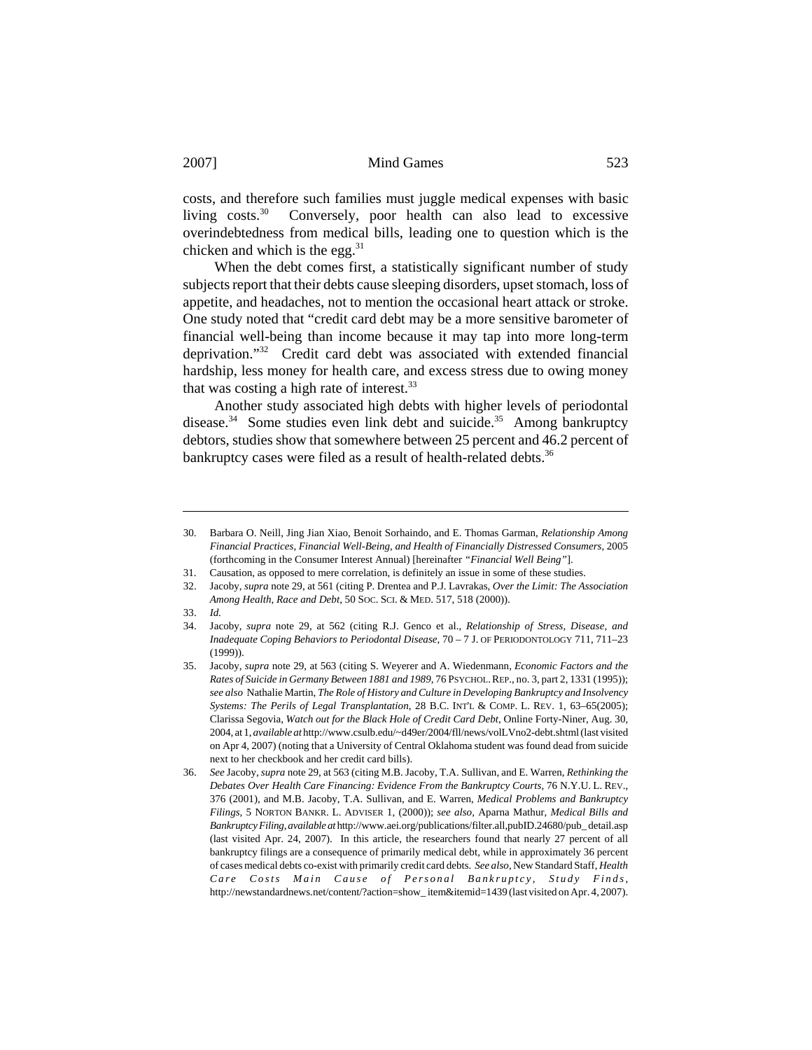costs, and therefore such families must juggle medical expenses with basic living costs.[30] Conversely, poor health can also lead to excessive overindebtedness from medical bills, leading one to question which is the chicken and which is the egg.[31]

When the debt comes first, a statistically significant number of study subjects report that their debts cause sleeping disorders, upset stomach, loss of appetite, and headaches, not to mention the occasional heart attack or stroke. One study noted that "credit card debt may be a more sensitive barometer of financial well-being than income because it may tap into more long-term deprivation."[32] Credit card debt was associated with extended financial hardship, less money for health care, and excess stress due to owing money that was costing a high rate of interest.[33]

Another study associated high debts with higher levels of periodontal disease.[34] Some studies even link debt and suicide.[35] Among bankruptcy debtors, studies show that somewhere between 25 percent and 46.2 percent of bankruptcy cases were filed as a result of health-related debts.[36]

---

30. Barbara O. Neill, Jing Jian Xiao, Benoit Sorhaindo, and E. Thomas Garman, *Relationship Among Financial Practices, Financial Well-Being, and Health of Financially Distressed Consumers*, 2005 (forthcoming in the Consumer Interest Annual) [hereinafter *"Financial Well Being"*].

31. Causation, as opposed to mere correlation, is definitely an issue in some of these studies.

32. Jacoby, *supra* note 29, at 561 (citing P. Drentea and P.J. Lavrakas, *Over the Limit: The Association Among Health, Race and Debt*, 50 SOC. SCI. & MED. 517, 518 (2000)).

33. *Id.*

34. Jacoby, *supra* note 29, at 562 (citing R.J. Genco et al., *Relationship of Stress, Disease, and Inadequate Coping Behaviors to Periodontal Disease*, 70 – 7 J. OF PERIODONTOLOGY 711, 711–23 (1999)).

35. Jacoby, *supra* note 29, at 563 (citing S. Weyerer and A. Wiedenmann, *Economic Factors and the Rates of Suicide in Germany Between 1881 and 1989*, 76 PSYCHOL. REP., no. 3, part 2, 1331 (1995)); *see also* Nathalie Martin, *The Role of History and Culture in Developing Bankruptcy and Insolvency Systems: The Perils of Legal Transplantation*, 28 B.C. INT'L & COMP. L. REV. 1, 63–65(2005); Clarissa Segovia, *Watch out for the Black Hole of Credit Card Debt*, Online Forty-Niner, Aug. 30, 2004, at 1, *available at* http://www.csulb.edu/~d49er/2004/fll/news/volLVno2-debt.shtml (last visited on Apr 4, 2007) (noting that a University of Central Oklahoma student was found dead from suicide next to her checkbook and her credit card bills).

36. *See* Jacoby, *supra* note 29, at 563 (citing M.B. Jacoby, T.A. Sullivan, and E. Warren, *Rethinking the Debates Over Health Care Financing: Evidence From the Bankruptcy Courts*, 76 N.Y.U. L. REV., 376 (2001), and M.B. Jacoby, T.A. Sullivan, and E. Warren, *Medical Problems and Bankruptcy Filings*, 5 NORTON BANKR. L. ADVISER 1, (2000)); *see also*, Aparna Mathur, *Medical Bills and Bankruptcy Filing*, *available at* http://www.aei.org/publications/filter.all,pubID.24680/pub_detail.asp (last visited Apr. 24, 2007). In this article, the researchers found that nearly 27 percent of all bankruptcy filings are a consequence of primarily medical debt, while in approximately 36 percent of cases medical debts co-exist with primarily credit card debts. *See also*, New Standard Staff, *Health Care Costs Main Cause of Personal Bankruptcy, Study Finds*, http://newstandardnews.net/content/?action=show_item&itemid=1439 (last visited on Apr. 4, 2007).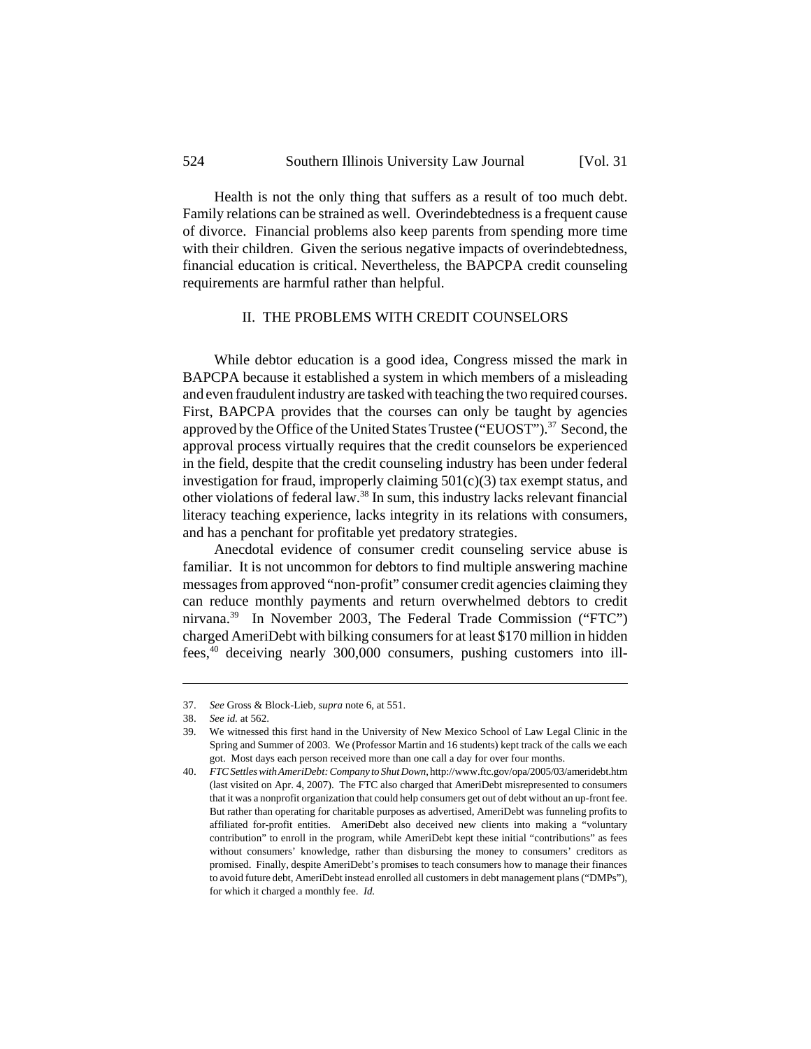Health is not the only thing that suffers as a result of too much debt. Family relations can be strained as well. Overindebtedness is a frequent cause of divorce. Financial problems also keep parents from spending more time with their children. Given the serious negative impacts of overindebtedness, financial education is critical. Nevertheless, the BAPCPA credit counseling requirements are harmful rather than helpful.

## II. THE PROBLEMS WITH CREDIT COUNSELORS

While debtor education is a good idea, Congress missed the mark in BAPCPA because it established a system in which members of a misleading and even fraudulent industry are tasked with teaching the two required courses. First, BAPCPA provides that the courses can only be taught by agencies approved by the Office of the United States Trustee ("EUOST").[37] Second, the approval process virtually requires that the credit counselors be experienced in the field, despite that the credit counseling industry has been under federal investigation for fraud, improperly claiming 501(c)(3) tax exempt status, and other violations of federal law.[38] In sum, this industry lacks relevant financial literacy teaching experience, lacks integrity in its relations with consumers, and has a penchant for profitable yet predatory strategies.

Anecdotal evidence of consumer credit counseling service abuse is familiar. It is not uncommon for debtors to find multiple answering machine messages from approved "non-profit" consumer credit agencies claiming they can reduce monthly payments and return overwhelmed debtors to credit nirvana.[39] In November 2003, The Federal Trade Commission ("FTC") charged AmeriDebt with bilking consumers for at least $170 million in hidden fees,[40] deceiving nearly 300,000 consumers, pushing customers into ill-

---

37. *See* Gross & Block-Lieb, *supra* note 6, at 551.

38. *See id.* at 562.

39. We witnessed this first hand in the University of New Mexico School of Law Legal Clinic in the Spring and Summer of 2003. We (Professor Martin and 16 students) kept track of the calls we each got. Most days each person received more than one call a day for over four months.

40. *FTC Settles with AmeriDebt: Company to Shut Down*, http://www.ftc.gov/opa/2005/03/ameridebt.htm (last visited on Apr. 4, 2007). The FTC also charged that AmeriDebt misrepresented to consumers that it was a nonprofit organization that could help consumers get out of debt without an up-front fee. But rather than operating for charitable purposes as advertised, AmeriDebt was funneling profits to affiliated for-profit entities. AmeriDebt also deceived new clients into making a "voluntary contribution" to enroll in the program, while AmeriDebt kept these initial "contributions" as fees without consumers' knowledge, rather than disbursing the money to consumers' creditors as promised. Finally, despite AmeriDebt's promises to teach consumers how to manage their finances to avoid future debt, AmeriDebt instead enrolled all customers in debt management plans ("DMPs"), for which it charged a monthly fee. *Id.*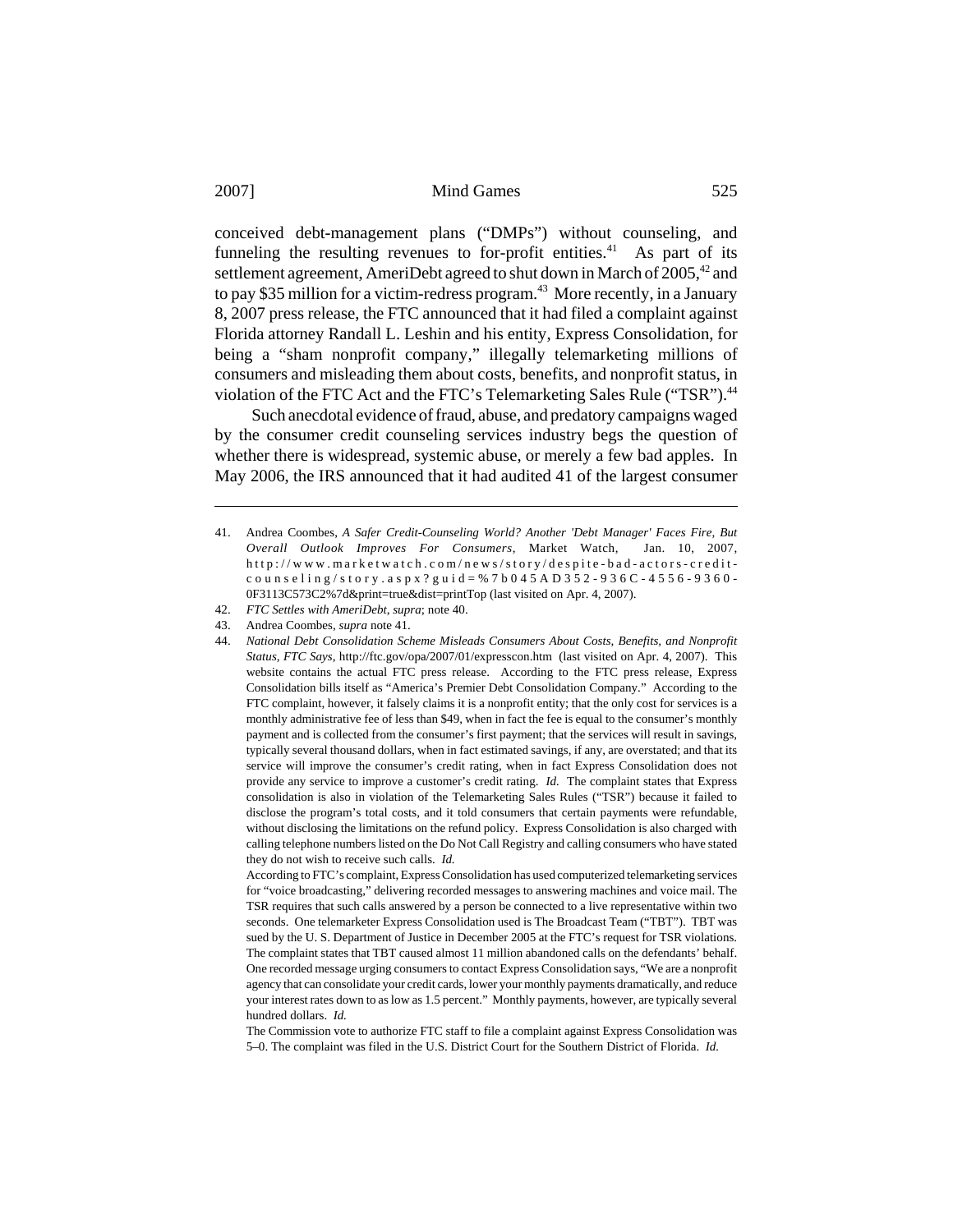conceived debt-management plans ("DMPs") without counseling, and funneling the resulting revenues to for-profit entities.[41] As part of its settlement agreement, AmeriDebt agreed to shut down in March of 2005,[42] and to pay $35 million for a victim-redress program.[43] More recently, in a January 8, 2007 press release, the FTC announced that it had filed a complaint against Florida attorney Randall L. Leshin and his entity, Express Consolidation, for being a "sham nonprofit company," illegally telemarketing millions of consumers and misleading them about costs, benefits, and nonprofit status, in violation of the FTC Act and the FTC's Telemarketing Sales Rule ("TSR").[44]

Such anecdotal evidence of fraud, abuse, and predatory campaigns waged by the consumer credit counseling services industry begs the question of whether there is widespread, systemic abuse, or merely a few bad apples. In May 2006, the IRS announced that it had audited 41 of the largest consumer

---

41. Andrea Coombes, *A Safer Credit-Counseling World? Another 'Debt Manager' Faces Fire, But Overall Outlook Improves For Consumers*, Market Watch, Jan. 10, 2007, http://www.marketwatch.com/news/story/despite-bad-actors-credit-counseling/story.aspx?guid=%7b045AD352-936C-4556-9360-0F3113C573C2%7d&print=true&dist=printTop (last visited on Apr. 4, 2007).

42. *FTC Settles with AmeriDebt*, *supra*; note 40.

43. Andrea Coombes, *supra* note 41.

44. *National Debt Consolidation Scheme Misleads Consumers About Costs, Benefits, and Nonprofit Status, FTC Says*, http://ftc.gov/opa/2007/01/expresscon.htm (last visited on Apr. 4, 2007). This website contains the actual FTC press release. According to the FTC press release, Express Consolidation bills itself as "America's Premier Debt Consolidation Company." According to the FTC complaint, however, it falsely claims it is a nonprofit entity; that the only cost for services is a monthly administrative fee of less than $49, when in fact the fee is equal to the consumer's monthly payment and is collected from the consumer's first payment; that the services will result in savings, typically several thousand dollars, when in fact estimated savings, if any, are overstated; and that its service will improve the consumer's credit rating, when in fact Express Consolidation does not provide any service to improve a customer's credit rating. *Id.* The complaint states that Express consolidation is also in violation of the Telemarketing Sales Rules ("TSR") because it failed to disclose the program's total costs, and it told consumers that certain payments were refundable, without disclosing the limitations on the refund policy. Express Consolidation is also charged with calling telephone numbers listed on the Do Not Call Registry and calling consumers who have stated they do not wish to receive such calls. *Id.*

    According to FTC's complaint, Express Consolidation has used computerized telemarketing services for "voice broadcasting," delivering recorded messages to answering machines and voice mail. The TSR requires that such calls answered by a person be connected to a live representative within two seconds. One telemarketer Express Consolidation used is The Broadcast Team ("TBT"). TBT was sued by the U. S. Department of Justice in December 2005 at the FTC's request for TSR violations. The complaint states that TBT caused almost 11 million abandoned calls on the defendants' behalf. One recorded message urging consumers to contact Express Consolidation says, "We are a nonprofit agency that can consolidate your credit cards, lower your monthly payments dramatically, and reduce your interest rates down to as low as 1.5 percent." Monthly payments, however, are typically several hundred dollars. *Id.*

    The Commission vote to authorize FTC staff to file a complaint against Express Consolidation was 5–0. The complaint was filed in the U.S. District Court for the Southern District of Florida. *Id.*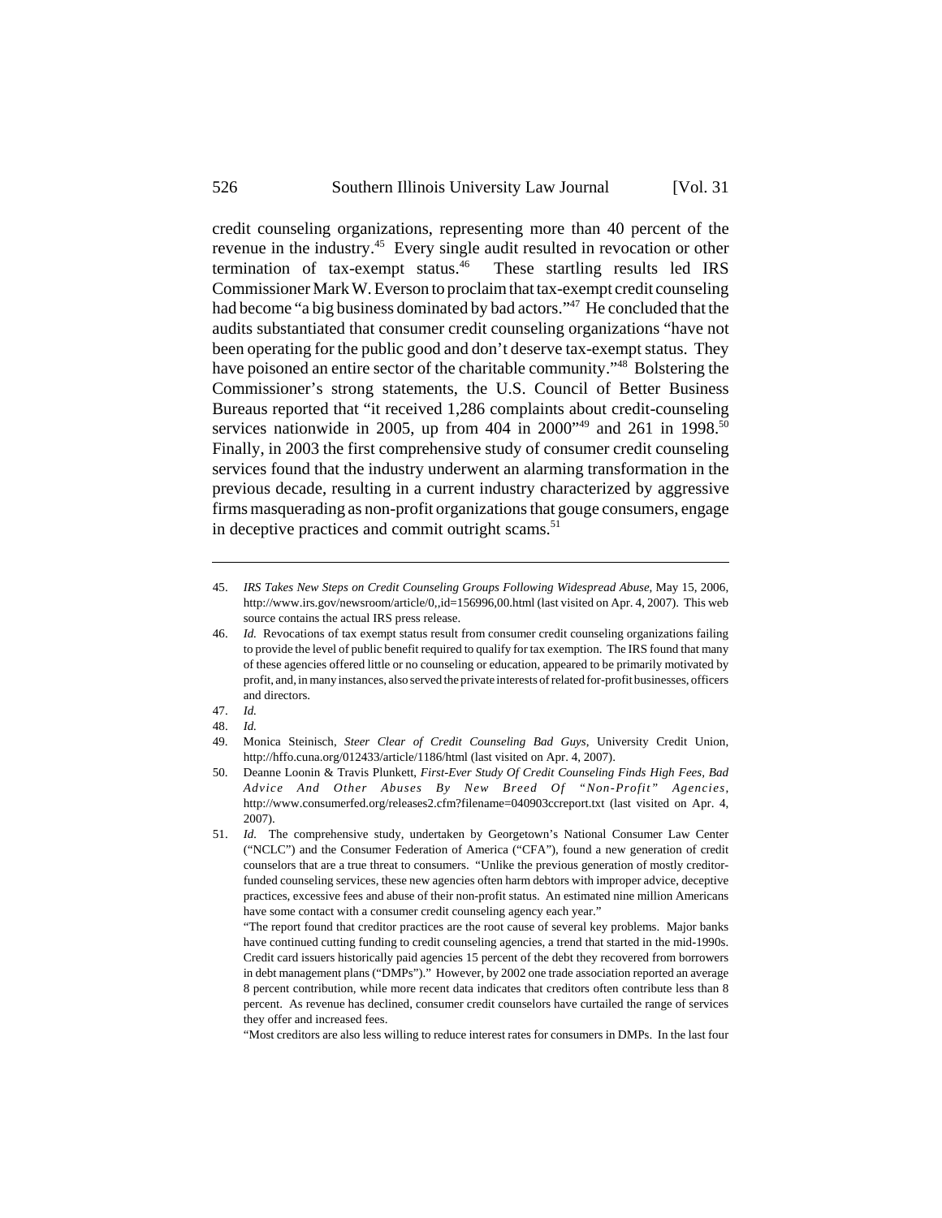credit counseling organizations, representing more than 40 percent of the revenue in the industry.[45] Every single audit resulted in revocation or other termination of tax-exempt status.[46] These startling results led IRS Commissioner Mark W. Everson to proclaim that tax-exempt credit counseling had become "a big business dominated by bad actors."[47] He concluded that the audits substantiated that consumer credit counseling organizations "have not been operating for the public good and don't deserve tax-exempt status. They have poisoned an entire sector of the charitable community."[48] Bolstering the Commissioner's strong statements, the U.S. Council of Better Business Bureaus reported that "it received 1,286 complaints about credit-counseling services nationwide in 2005, up from 404 in 2000"[49] and 261 in 1998.[50] Finally, in 2003 the first comprehensive study of consumer credit counseling services found that the industry underwent an alarming transformation in the previous decade, resulting in a current industry characterized by aggressive firms masquerading as non-profit organizations that gouge consumers, engage in deceptive practices and commit outright scams.[51]

---

45. *IRS Takes New Steps on Credit Counseling Groups Following Widespread Abuse*, May 15, 2006, http://www.irs.gov/newsroom/article/0,,id=156996,00.html (last visited on Apr. 4, 2007). This web source contains the actual IRS press release.

46. *Id.* Revocations of tax exempt status result from consumer credit counseling organizations failing to provide the level of public benefit required to qualify for tax exemption. The IRS found that many of these agencies offered little or no counseling or education, appeared to be primarily motivated by profit, and, in many instances, also served the private interests of related for-profit businesses, officers and directors.

47. *Id.*

48. *Id.*

49. Monica Steinisch, *Steer Clear of Credit Counseling Bad Guys*, University Credit Union, http://hffo.cuna.org/012433/article/1186/html (last visited on Apr. 4, 2007).

50. Deanne Loonin & Travis Plunkett, *First-Ever Study Of Credit Counseling Finds High Fees, Bad Advice And Other Abuses By New Breed Of "Non-Profit" Agencies*, http://www.consumerfed.org/releases2.cfm?filename=040903ccreport.txt (last visited on Apr. 4, 2007).

51. *Id.* The comprehensive study, undertaken by Georgetown's National Consumer Law Center ("NCLC") and the Consumer Federation of America ("CFA"), found a new generation of credit counselors that are a true threat to consumers. "Unlike the previous generation of mostly creditor-funded counseling services, these new agencies often harm debtors with improper advice, deceptive practices, excessive fees and abuse of their non-profit status. An estimated nine million Americans have some contact with a consumer credit counseling agency each year."

"The report found that creditor practices are the root cause of several key problems. Major banks have continued cutting funding to credit counseling agencies, a trend that started in the mid-1990s. Credit card issuers historically paid agencies 15 percent of the debt they recovered from borrowers in debt management plans ("DMPs")." However, by 2002 one trade association reported an average 8 percent contribution, while more recent data indicates that creditors often contribute less than 8 percent. As revenue has declined, consumer credit counselors have curtailed the range of services they offer and increased fees.

"Most creditors are also less willing to reduce interest rates for consumers in DMPs. In the last four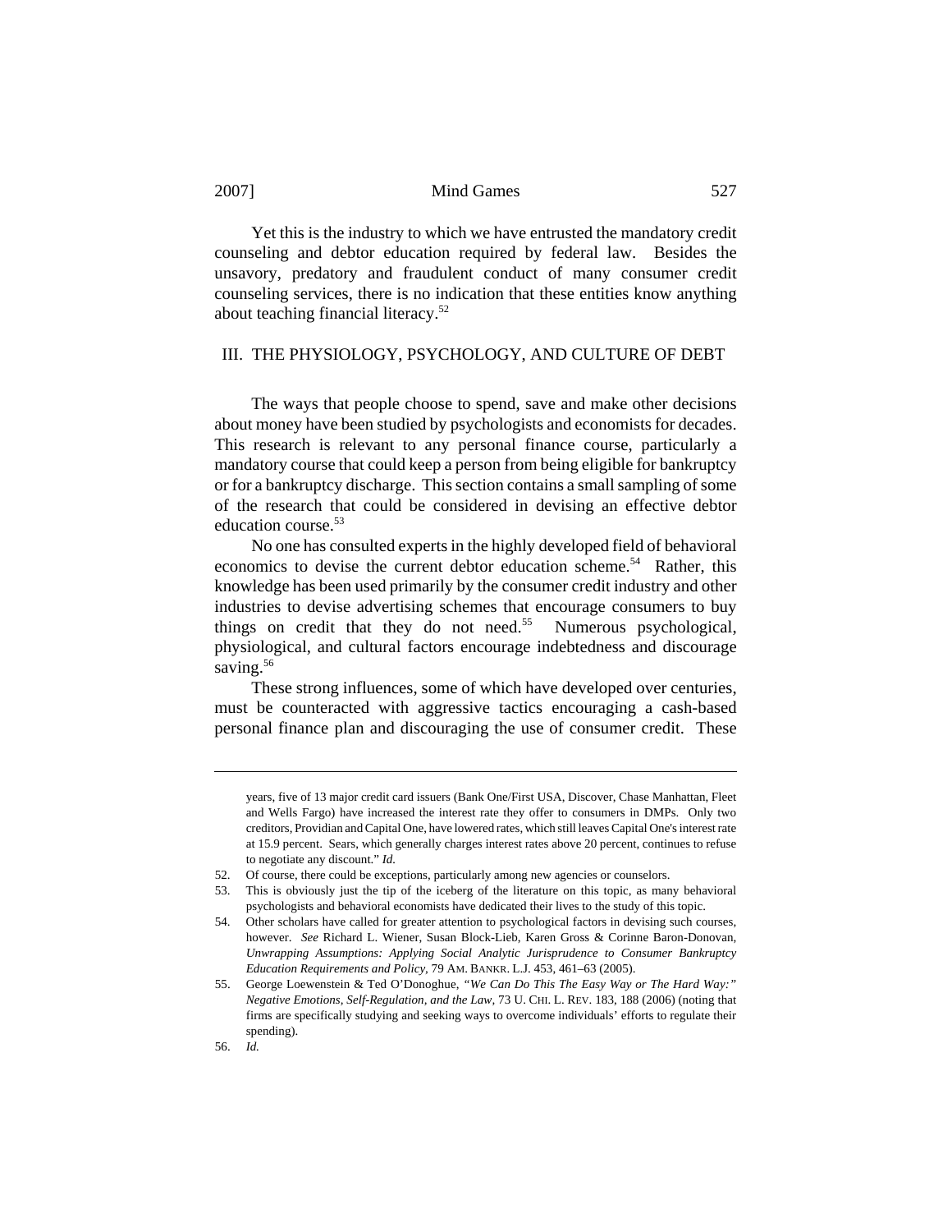Yet this is the industry to which we have entrusted the mandatory credit counseling and debtor education required by federal law. Besides the unsavory, predatory and fraudulent conduct of many consumer credit counseling services, there is no indication that these entities know anything about teaching financial literacy.[52]

## III. THE PHYSIOLOGY, PSYCHOLOGY, AND CULTURE OF DEBT

The ways that people choose to spend, save and make other decisions about money have been studied by psychologists and economists for decades. This research is relevant to any personal finance course, particularly a mandatory course that could keep a person from being eligible for bankruptcy or for a bankruptcy discharge. This section contains a small sampling of some of the research that could be considered in devising an effective debtor education course.[53]

No one has consulted experts in the highly developed field of behavioral economics to devise the current debtor education scheme.[54] Rather, this knowledge has been used primarily by the consumer credit industry and other industries to devise advertising schemes that encourage consumers to buy things on credit that they do not need.[55] Numerous psychological, physiological, and cultural factors encourage indebtedness and discourage saving.[56]

These strong influences, some of which have developed over centuries, must be counteracted with aggressive tactics encouraging a cash-based personal finance plan and discouraging the use of consumer credit. These

---

years, five of 13 major credit card issuers (Bank One/First USA, Discover, Chase Manhattan, Fleet and Wells Fargo) have increased the interest rate they offer to consumers in DMPs. Only two creditors, Providian and Capital One, have lowered rates, which still leaves Capital One's interest rate at 15.9 percent. Sears, which generally charges interest rates above 20 percent, continues to refuse to negotiate any discount." *Id.*

52. Of course, there could be exceptions, particularly among new agencies or counselors.

53. This is obviously just the tip of the iceberg of the literature on this topic, as many behavioral psychologists and behavioral economists have dedicated their lives to the study of this topic.

54. Other scholars have called for greater attention to psychological factors in devising such courses, however. *See* Richard L. Wiener, Susan Block-Lieb, Karen Gross & Corinne Baron-Donovan, *Unwrapping Assumptions: Applying Social Analytic Jurisprudence to Consumer Bankruptcy Education Requirements and Policy*, 79 AM. BANKR. L.J. 453, 461–63 (2005).

55. George Loewenstein & Ted O'Donoghue, *"We Can Do This The Easy Way or The Hard Way:" Negative Emotions, Self-Regulation, and the Law*, 73 U. CHI. L. REV. 183, 188 (2006) (noting that firms are specifically studying and seeking ways to overcome individuals' efforts to regulate their spending).

56. *Id.*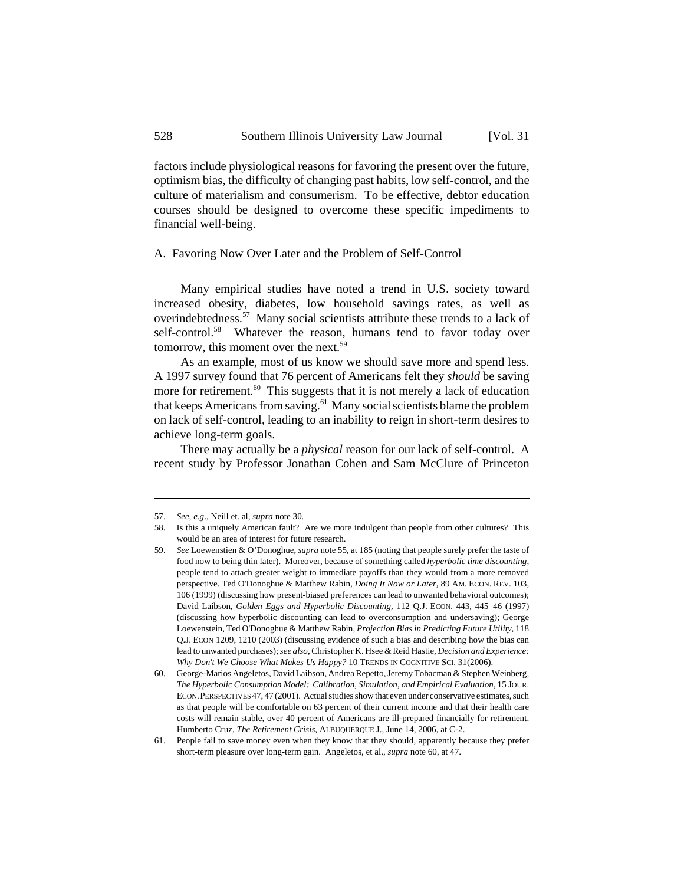factors include physiological reasons for favoring the present over the future, optimism bias, the difficulty of changing past habits, low self-control, and the culture of materialism and consumerism. To be effective, debtor education courses should be designed to overcome these specific impediments to financial well-being.

### A. Favoring Now Over Later and the Problem of Self-Control

Many empirical studies have noted a trend in U.S. society toward increased obesity, diabetes, low household savings rates, as well as overindebtedness.[57] Many social scientists attribute these trends to a lack of self-control.[58] Whatever the reason, humans tend to favor today over tomorrow, this moment over the next.[59]

As an example, most of us know we should save more and spend less. A 1997 survey found that 76 percent of Americans felt they *should* be saving more for retirement.[60] This suggests that it is not merely a lack of education that keeps Americans from saving.[61] Many social scientists blame the problem on lack of self-control, leading to an inability to reign in short-term desires to achieve long-term goals.

There may actually be a *physical* reason for our lack of self-control. A recent study by Professor Jonathan Cohen and Sam McClure of Princeton

---

57. *See, e.g.*, Neill et. al, *supra* note 30.

58. Is this a uniquely American fault? Are we more indulgent than people from other cultures? This would be an area of interest for future research.

59. *See* Loewenstien & O'Donoghue, *supra* note 55, at 185 (noting that people surely prefer the taste of food now to being thin later). Moreover, because of something called *hyperbolic time discounting*, people tend to attach greater weight to immediate payoffs than they would from a more removed perspective. Ted O'Donoghue & Matthew Rabin, *Doing It Now or Later*, 89 AM. ECON. REV. 103, 106 (1999) (discussing how present-biased preferences can lead to unwanted behavioral outcomes); David Laibson, *Golden Eggs and Hyperbolic Discounting*, 112 Q.J. ECON. 443, 445–46 (1997) (discussing how hyperbolic discounting can lead to overconsumption and undersaving); George Loewenstein, Ted O'Donoghue & Matthew Rabin, *Projection Bias in Predicting Future Utility*, 118 Q.J. ECON 1209, 1210 (2003) (discussing evidence of such a bias and describing how the bias can lead to unwanted purchases); *see also*, Christopher K. Hsee & Reid Hastie, *Decision and Experience: Why Don't We Choose What Makes Us Happy?* 10 TRENDS IN COGNITIVE SCI. 31(2006).

60. George-Marios Angeletos, David Laibson, Andrea Repetto, Jeremy Tobacman & Stephen Weinberg, *The Hyperbolic Consumption Model: Calibration, Simulation, and Empirical Evaluation*, 15 JOUR. ECON. PERSPECTIVES 47, 47 (2001). Actual studies show that even under conservative estimates, such as that people will be comfortable on 63 percent of their current income and that their health care costs will remain stable, over 40 percent of Americans are ill-prepared financially for retirement. Humberto Cruz, *The Retirement Crisis*, ALBUQUERQUE J., June 14, 2006, at C-2.

61. People fail to save money even when they know that they should, apparently because they prefer short-term pleasure over long-term gain. Angeletos, et al., *supra* note 60, at 47.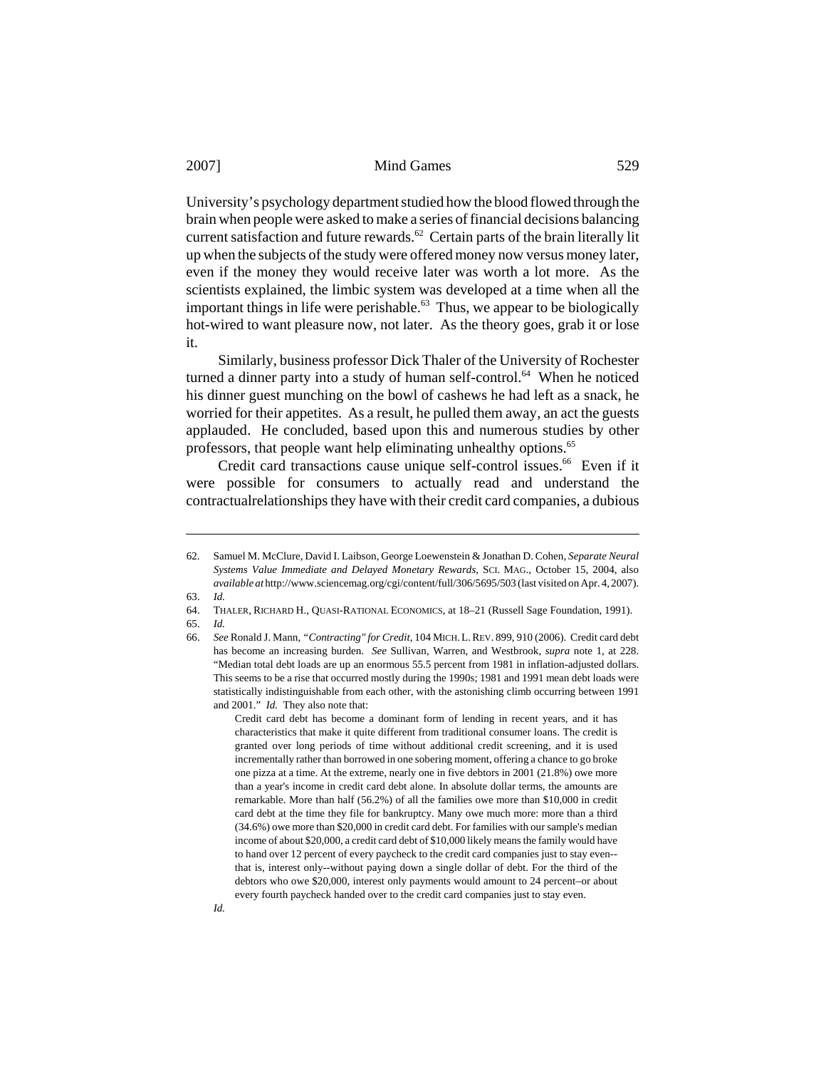University's psychology department studied how the blood flowed through the brain when people were asked to make a series of financial decisions balancing current satisfaction and future rewards.[62] Certain parts of the brain literally lit up when the subjects of the study were offered money now versus money later, even if the money they would receive later was worth a lot more. As the scientists explained, the limbic system was developed at a time when all the important things in life were perishable.[63] Thus, we appear to be biologically hot-wired to want pleasure now, not later. As the theory goes, grab it or lose it.

Similarly, business professor Dick Thaler of the University of Rochester turned a dinner party into a study of human self-control.[64] When he noticed his dinner guest munching on the bowl of cashews he had left as a snack, he worried for their appetites. As a result, he pulled them away, an act the guests applauded. He concluded, based upon this and numerous studies by other professors, that people want help eliminating unhealthy options.[65]

Credit card transactions cause unique self-control issues.[66] Even if it were possible for consumers to actually read and understand the contractualrelationships they have with their credit card companies, a dubious

---

62. Samuel M. McClure, David I. Laibson, George Loewenstein & Jonathan D. Cohen, *Separate Neural Systems Value Immediate and Delayed Monetary Rewards*, SCI. MAG., October 15, 2004, also *available at* http://www.sciencemag.org/cgi/content/full/306/5695/503 (last visited on Apr. 4, 2007).

63. *Id.*

64. THALER, RICHARD H., QUASI-RATIONAL ECONOMICS, at 18–21 (Russell Sage Foundation, 1991).

65. *Id.*

66. *See* Ronald J. Mann, *"Contracting" for Credit*, 104 MICH. L. REV. 899, 910 (2006). Credit card debt has become an increasing burden. *See* Sullivan, Warren, and Westbrook, *supra* note 1, at 228. "Median total debt loads are up an enormous 55.5 percent from 1981 in inflation-adjusted dollars. This seems to be a rise that occurred mostly during the 1990s; 1981 and 1991 mean debt loads were statistically indistinguishable from each other, with the astonishing climb occurring between 1991 and 2001." *Id.* They also note that:

> Credit card debt has become a dominant form of lending in recent years, and it has characteristics that make it quite different from traditional consumer loans. The credit is granted over long periods of time without additional credit screening, and it is used incrementally rather than borrowed in one sobering moment, offering a chance to go broke one pizza at a time. At the extreme, nearly one in five debtors in 2001 (21.8%) owe more than a year's income in credit card debt alone. In absolute dollar terms, the amounts are remarkable. More than half (56.2%) of all the families owe more than $10,000 in credit card debt at the time they file for bankruptcy. Many owe much more: more than a third (34.6%) owe more than $20,000 in credit card debt. For families with our sample's median income of about $20,000, a credit card debt of $10,000 likely means the family would have to hand over 12 percent of every paycheck to the credit card companies just to stay even--that is, interest only--without paying down a single dollar of debt. For the third of the debtors who owe $20,000, interest only payments would amount to 24 percent–or about every fourth paycheck handed over to the credit card companies just to stay even.

*Id.*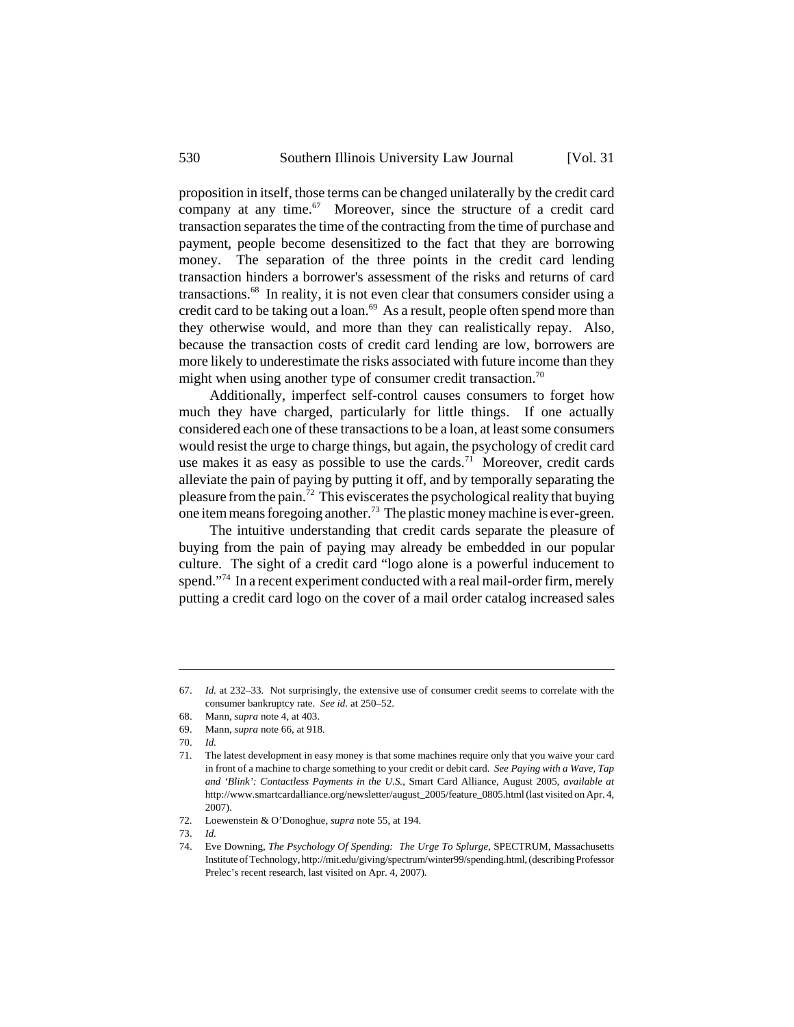proposition in itself, those terms can be changed unilaterally by the credit card company at any time.[67] Moreover, since the structure of a credit card transaction separates the time of the contracting from the time of purchase and payment, people become desensitized to the fact that they are borrowing money. The separation of the three points in the credit card lending transaction hinders a borrower's assessment of the risks and returns of card transactions.[68] In reality, it is not even clear that consumers consider using a credit card to be taking out a loan.[69] As a result, people often spend more than they otherwise would, and more than they can realistically repay. Also, because the transaction costs of credit card lending are low, borrowers are more likely to underestimate the risks associated with future income than they might when using another type of consumer credit transaction.[70]

Additionally, imperfect self-control causes consumers to forget how much they have charged, particularly for little things. If one actually considered each one of these transactions to be a loan, at least some consumers would resist the urge to charge things, but again, the psychology of credit card use makes it as easy as possible to use the cards.[71] Moreover, credit cards alleviate the pain of paying by putting it off, and by temporally separating the pleasure from the pain.[72] This eviscerates the psychological reality that buying one item means foregoing another.[73] The plastic money machine is ever-green.

The intuitive understanding that credit cards separate the pleasure of buying from the pain of paying may already be embedded in our popular culture. The sight of a credit card "logo alone is a powerful inducement to spend."[74] In a recent experiment conducted with a real mail-order firm, merely putting a credit card logo on the cover of a mail order catalog increased sales

---

67. *Id.* at 232–33. Not surprisingly, the extensive use of consumer credit seems to correlate with the consumer bankruptcy rate. *See id.* at 250–52.
68. Mann, *supra* note 4, at 403.
69. Mann, *supra* note 66, at 918.
70. *Id.*
71. The latest development in easy money is that some machines require only that you waive your card in front of a machine to charge something to your credit or debit card. *See Paying with a Wave, Tap and 'Blink': Contactless Payments in the U.S.*, Smart Card Alliance, August 2005, *available at* http://www.smartcardalliance.org/newsletter/august_2005/feature_0805.html (last visited on Apr. 4, 2007).
72. Loewenstein & O'Donoghue, *supra* note 55, at 194.
73. *Id.*
74. Eve Downing, *The Psychology Of Spending: The Urge To Splurge*, SPECTRUM, Massachusetts Institute of Technology, http://mit.edu/giving/spectrum/winter99/spending.html, (describing Professor Prelec's recent research, last visited on Apr. 4, 2007).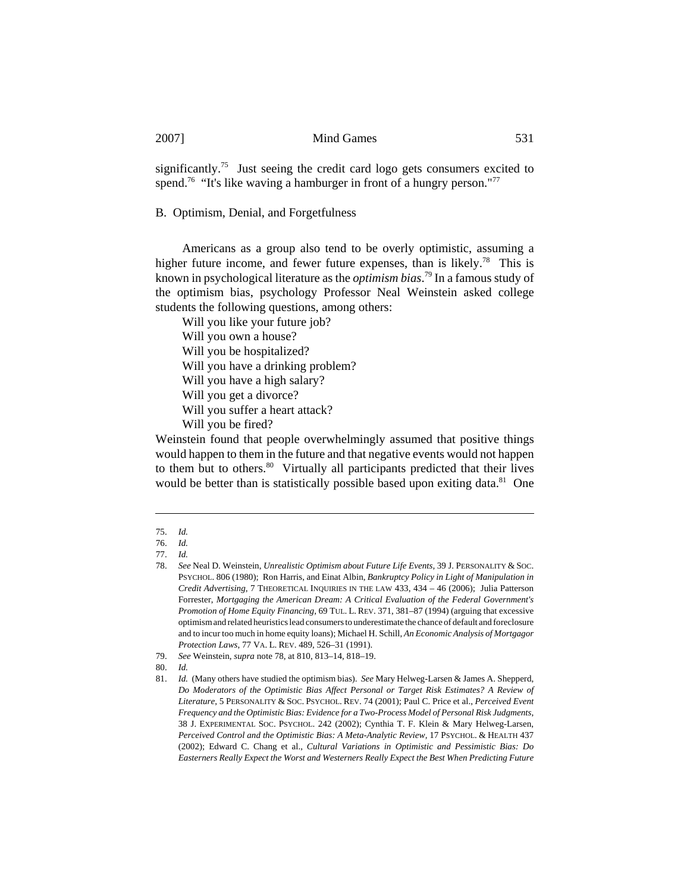significantly.[75] Just seeing the credit card logo gets consumers excited to spend.[76] "It's like waving a hamburger in front of a hungry person."[77]

## B. Optimism, Denial, and Forgetfulness

Americans as a group also tend to be overly optimistic, assuming a higher future income, and fewer future expenses, than is likely.[78] This is known in psychological literature as the *optimism bias*.[79] In a famous study of the optimism bias, psychology Professor Neal Weinstein asked college students the following questions, among others:

Will you like your future job?
Will you own a house?
Will you be hospitalized?
Will you have a drinking problem?
Will you have a high salary?
Will you get a divorce?
Will you suffer a heart attack?
Will you be fired?

Weinstein found that people overwhelmingly assumed that positive things would happen to them in the future and that negative events would not happen to them but to others.[80] Virtually all participants predicted that their lives would be better than is statistically possible based upon exiting data.[81] One

---

75. *Id.*
76. *Id.*
77. *Id.*
78. *See* Neal D. Weinstein, *Unrealistic Optimism about Future Life Events*, 39 J. PERSONALITY & SOC. PSYCHOL. 806 (1980); Ron Harris, and Einat Albin, *Bankruptcy Policy in Light of Manipulation in Credit Advertising*, 7 THEORETICAL INQUIRIES IN THE LAW 433, 434 – 46 (2006); Julia Patterson Forrester, *Mortgaging the American Dream: A Critical Evaluation of the Federal Government's Promotion of Home Equity Financing*, 69 TUL. L. REV. 371, 381–87 (1994) (arguing that excessive optimism and related heuristics lead consumers to underestimate the chance of default and foreclosure and to incur too much in home equity loans); Michael H. Schill, *An Economic Analysis of Mortgagor Protection Laws*, 77 VA. L. REV. 489, 526–31 (1991).
79. *See* Weinstein, *supra* note 78, at 810, 813–14, 818–19.
80. *Id.*
81. *Id.* (Many others have studied the optimism bias). *See* Mary Helweg-Larsen & James A. Shepperd, *Do Moderators of the Optimistic Bias Affect Personal or Target Risk Estimates? A Review of Literature*, 5 PERSONALITY & SOC. PSYCHOL. REV. 74 (2001); Paul C. Price et al., *Perceived Event Frequency and the Optimistic Bias: Evidence for a Two-Process Model of Personal Risk Judgments*, 38 J. EXPERIMENTAL SOC. PSYCHOL. 242 (2002); Cynthia T. F. Klein & Mary Helweg-Larsen, *Perceived Control and the Optimistic Bias: A Meta-Analytic Review*, 17 PSYCHOL. & HEALTH 437 (2002); Edward C. Chang et al., *Cultural Variations in Optimistic and Pessimistic Bias: Do Easterners Really Expect the Worst and Westerners Really Expect the Best When Predicting Future*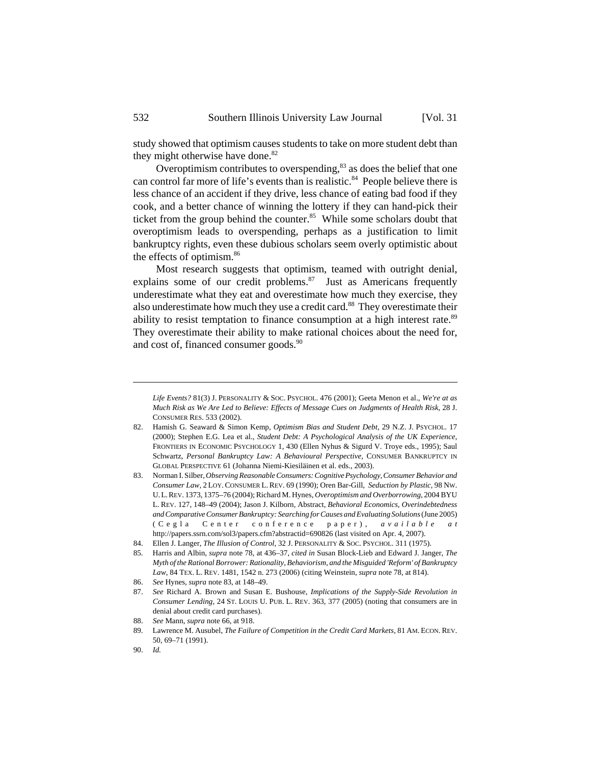study showed that optimism causes students to take on more student debt than they might otherwise have done.[82]

Overoptimism contributes to overspending,[83] as does the belief that one can control far more of life's events than is realistic.[84] People believe there is less chance of an accident if they drive, less chance of eating bad food if they cook, and a better chance of winning the lottery if they can hand-pick their ticket from the group behind the counter.[85] While some scholars doubt that overoptimism leads to overspending, perhaps as a justification to limit bankruptcy rights, even these dubious scholars seem overly optimistic about the effects of optimism.[86]

Most research suggests that optimism, teamed with outright denial, explains some of our credit problems.[87] Just as Americans frequently underestimate what they eat and overestimate how much they exercise, they also underestimate how much they use a credit card.[88] They overestimate their ability to resist temptation to finance consumption at a high interest rate.[89] They overestimate their ability to make rational choices about the need for, and cost of, financed consumer goods.[90]

---

*Life Events?* 81(3) J. PERSONALITY & SOC. PSYCHOL. 476 (2001); Geeta Menon et al., *We're at as Much Risk as We Are Led to Believe: Effects of Message Cues on Judgments of Health Risk*, 28 J. CONSUMER RES. 533 (2002).

82. Hamish G. Seaward & Simon Kemp, *Optimism Bias and Student Debt*, 29 N.Z. J. PSYCHOL. 17 (2000); Stephen E.G. Lea et al., *Student Debt: A Psychological Analysis of the UK Experience*, FRONTIERS IN ECONOMIC PSYCHOLOGY 1, 430 (Ellen Nyhus & Sigurd V. Troye eds., 1995); Saul Schwartz, *Personal Bankruptcy Law: A Behavioural Perspective*, CONSUMER BANKRUPTCY IN GLOBAL PERSPECTIVE 61 (Johanna Niemi-Kiesiläinen et al. eds., 2003).

83. Norman I. Silber, *Observing Reasonable Consumers: Cognitive Psychology, Consumer Behavior and Consumer Law*, 2 LOY. CONSUMER L. REV. 69 (1990); Oren Bar-Gill, *Seduction by Plastic*, 98 NW. U. L. REV. 1373, 1375–76 (2004); Richard M. Hynes, *Overoptimism and Overborrowing*, 2004 BYU L. REV. 127, 148–49 (2004); Jason J. Kilborn, Abstract, *Behavioral Economics, Overindebtedness and Comparative Consumer Bankruptcy: Searching for Causes and Evaluating Solutions* (June 2005) (Cegla Center conference paper), *available at* http://papers.ssrn.com/sol3/papers.cfm?abstractid=690826 (last visited on Apr. 4, 2007).

84. Ellen J. Langer, *The Illusion of Control*, 32 J. PERSONALITY & SOC. PSYCHOL. 311 (1975).

85. Harris and Albin, *supra* note 78, at 436–37, *cited in* Susan Block-Lieb and Edward J. Janger, *The Myth of the Rational Borrower: Rationality, Behaviorism, and the Misguided 'Reform' of Bankruptcy Law*, 84 TEX. L. REV. 1481, 1542 n. 273 (2006) (citing Weinstein, *supra* note 78, at 814).

86. *See* Hynes, *supra* note 83, at 148–49.

87. *See* Richard A. Brown and Susan E. Bushouse, *Implications of the Supply-Side Revolution in Consumer Lending*, 24 ST. LOUIS U. PUB. L. REV. 363, 377 (2005) (noting that consumers are in denial about credit card purchases).

88. *See* Mann, *supra* note 66, at 918.

89. Lawrence M. Ausubel, *The Failure of Competition in the Credit Card Markets*, 81 AM. ECON. REV. 50, 69–71 (1991).

90. *Id.*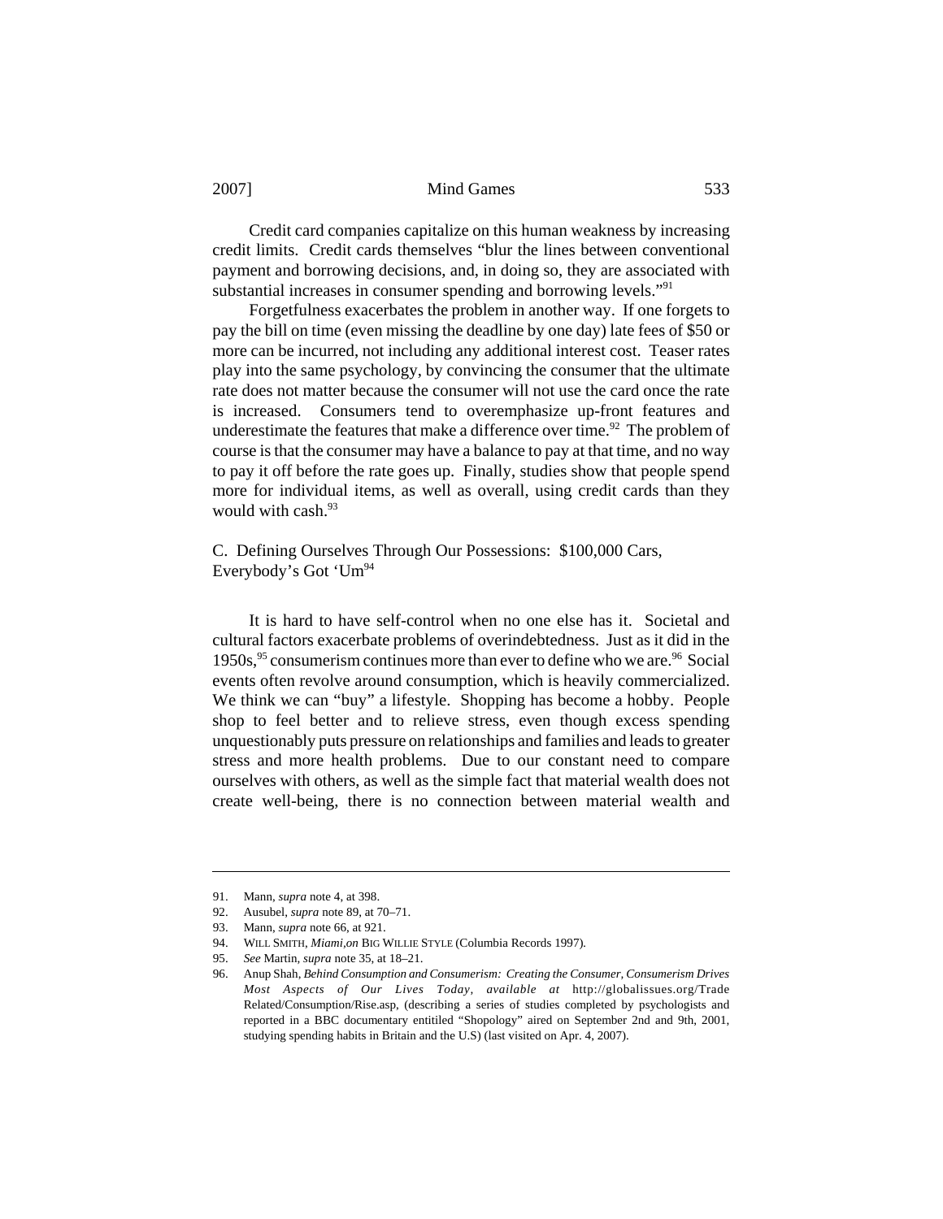Credit card companies capitalize on this human weakness by increasing credit limits. Credit cards themselves "blur the lines between conventional payment and borrowing decisions, and, in doing so, they are associated with substantial increases in consumer spending and borrowing levels."[91]

Forgetfulness exacerbates the problem in another way. If one forgets to pay the bill on time (even missing the deadline by one day) late fees of $50 or more can be incurred, not including any additional interest cost. Teaser rates play into the same psychology, by convincing the consumer that the ultimate rate does not matter because the consumer will not use the card once the rate is increased. Consumers tend to overemphasize up-front features and underestimate the features that make a difference over time.[92] The problem of course is that the consumer may have a balance to pay at that time, and no way to pay it off before the rate goes up. Finally, studies show that people spend more for individual items, as well as overall, using credit cards than they would with cash.[93]

### C. Defining Ourselves Through Our Possessions: $100,000 Cars, Everybody's Got 'Um[94]

It is hard to have self-control when no one else has it. Societal and cultural factors exacerbate problems of overindebtedness. Just as it did in the 1950s,[95] consumerism continues more than ever to define who we are.[96] Social events often revolve around consumption, which is heavily commercialized. We think we can "buy" a lifestyle. Shopping has become a hobby. People shop to feel better and to relieve stress, even though excess spending unquestionably puts pressure on relationships and families and leads to greater stress and more health problems. Due to our constant need to compare ourselves with others, as well as the simple fact that material wealth does not create well-being, there is no connection between material wealth and

---

91. Mann, *supra* note 4, at 398.
92. Ausubel, *supra* note 89, at 70–71.
93. Mann, *supra* note 66, at 921.
94. WILL SMITH, *Miami,on* BIG WILLIE STYLE (Columbia Records 1997).
95. *See* Martin, *supra* note 35, at 18–21.
96. Anup Shah, *Behind Consumption and Consumerism: Creating the Consumer, Consumerism Drives Most Aspects of Our Lives Today*, *available at* http://globalissues.org/Trade Related/Consumption/Rise.asp, (describing a series of studies completed by psychologists and reported in a BBC documentary entitiled "Shopology" aired on September 2nd and 9th, 2001, studying spending habits in Britain and the U.S) (last visited on Apr. 4, 2007).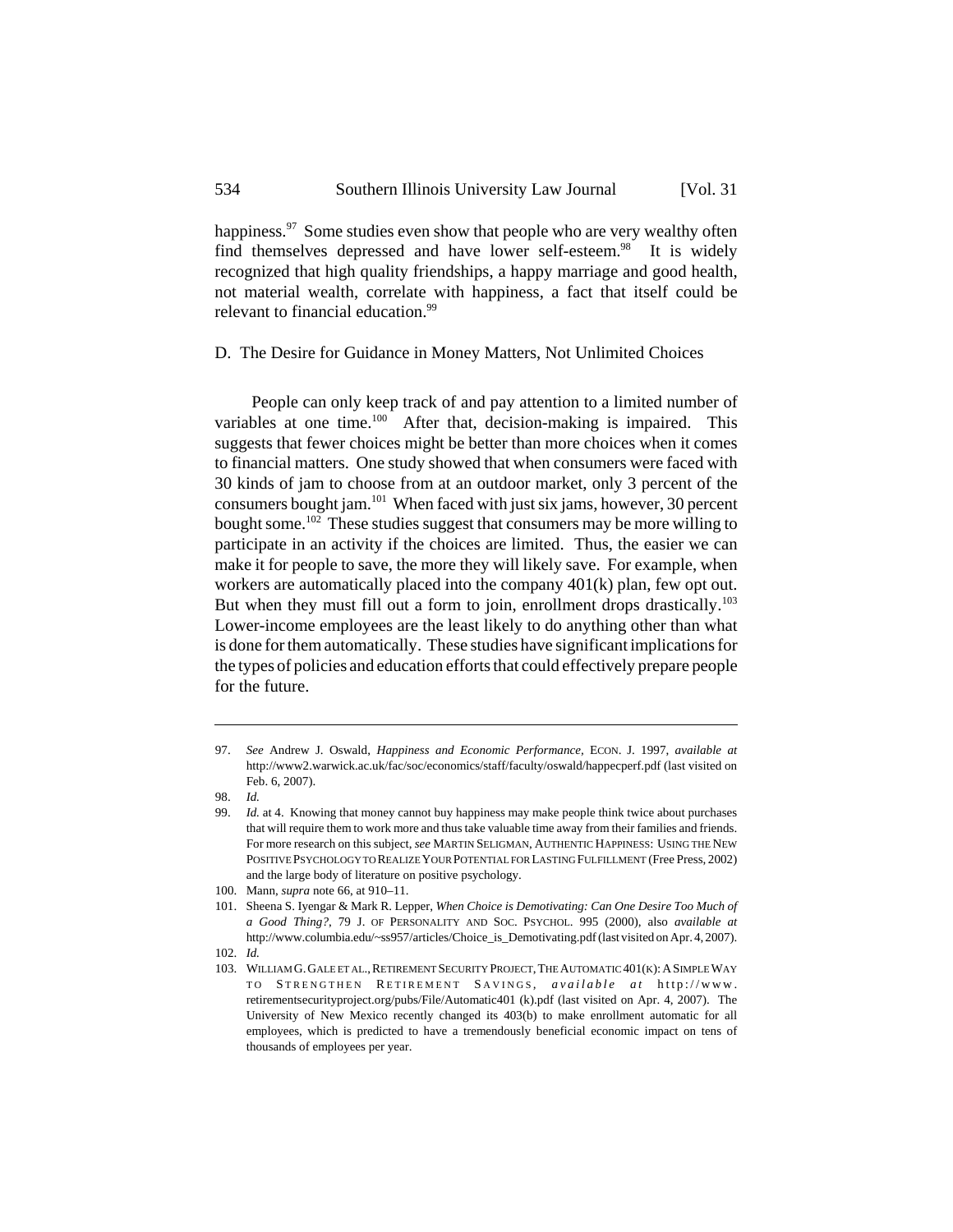happiness.[97] Some studies even show that people who are very wealthy often find themselves depressed and have lower self-esteem.[98] It is widely recognized that high quality friendships, a happy marriage and good health, not material wealth, correlate with happiness, a fact that itself could be relevant to financial education.[99]

### D. The Desire for Guidance in Money Matters, Not Unlimited Choices

People can only keep track of and pay attention to a limited number of variables at one time.[100] After that, decision-making is impaired. This suggests that fewer choices might be better than more choices when it comes to financial matters. One study showed that when consumers were faced with 30 kinds of jam to choose from at an outdoor market, only 3 percent of the consumers bought jam.[101] When faced with just six jams, however, 30 percent bought some.[102] These studies suggest that consumers may be more willing to participate in an activity if the choices are limited. Thus, the easier we can make it for people to save, the more they will likely save. For example, when workers are automatically placed into the company 401(k) plan, few opt out. But when they must fill out a form to join, enrollment drops drastically.[103] Lower-income employees are the least likely to do anything other than what is done for them automatically. These studies have significant implications for the types of policies and education efforts that could effectively prepare people for the future.

---

97. *See* Andrew J. Oswald, *Happiness and Economic Performance*, ECON. J. 1997, *available at* http://www2.warwick.ac.uk/fac/soc/economics/staff/faculty/oswald/happecperf.pdf (last visited on Feb. 6, 2007).

98. *Id.*

99. *Id.* at 4. Knowing that money cannot buy happiness may make people think twice about purchases that will require them to work more and thus take valuable time away from their families and friends. For more research on this subject, *see* MARTIN SELIGMAN, AUTHENTIC HAPPINESS: USING THE NEW POSITIVE PSYCHOLOGY TO REALIZE YOUR POTENTIAL FOR LASTING FULFILLMENT (Free Press, 2002) and the large body of literature on positive psychology.

100. Mann, *supra* note 66, at 910–11.

101. Sheena S. Iyengar & Mark R. Lepper, *When Choice is Demotivating: Can One Desire Too Much of a Good Thing?*, 79 J. OF PERSONALITY AND SOC. PSYCHOL. 995 (2000), also *available at* http://www.columbia.edu/~ss957/articles/Choice_is_Demotivating.pdf (last visited on Apr. 4, 2007).

102. *Id.*

103. WILLIAM G. GALE ET AL., RETIREMENT SECURITY PROJECT, THE AUTOMATIC 401(K): A SIMPLE WAY TO STRENGTHEN RETIREMENT SAVINGS, *available at* http://www.retirementsecurityproject.org/pubs/File/Automatic401 (k).pdf (last visited on Apr. 4, 2007). The University of New Mexico recently changed its 403(b) to make enrollment automatic for all employees, which is predicted to have a tremendously beneficial economic impact on tens of thousands of employees per year.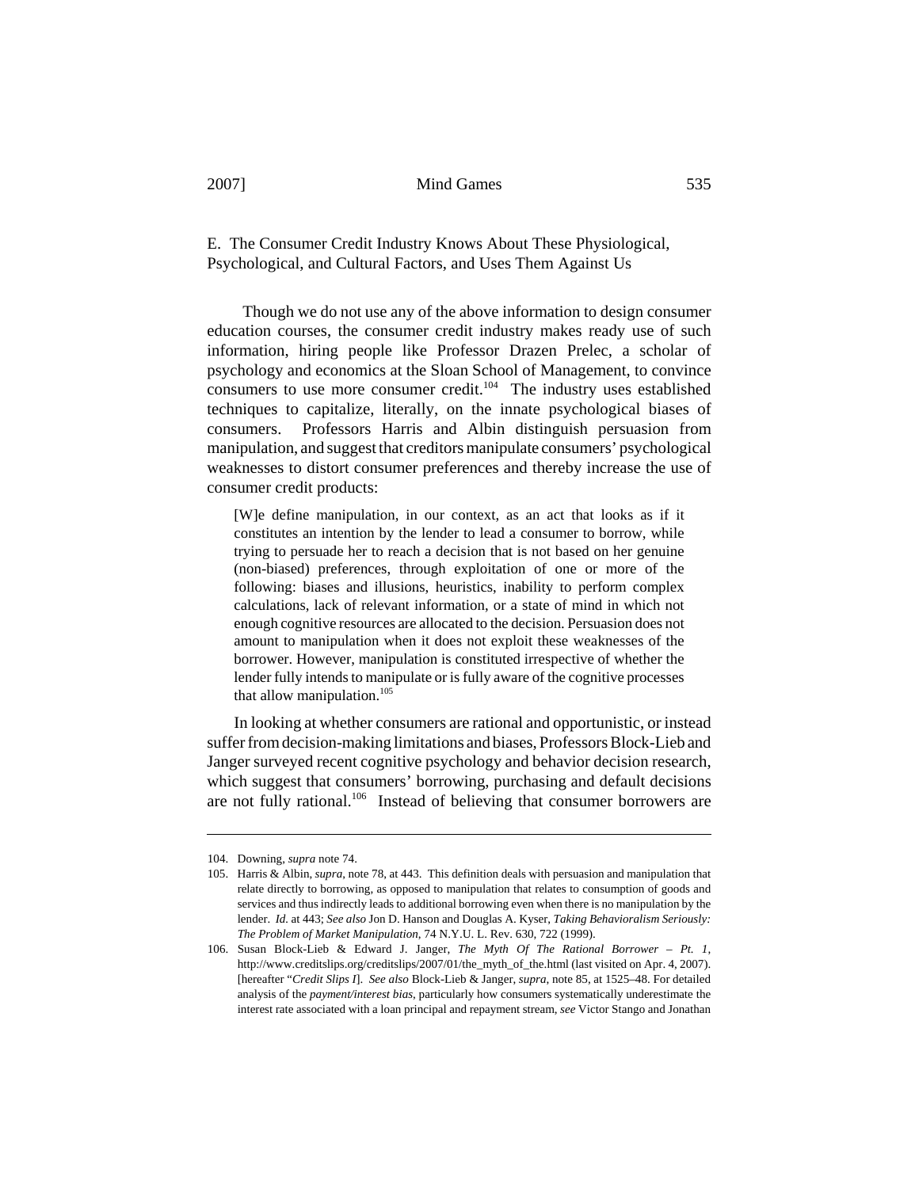### E. The Consumer Credit Industry Knows About These Physiological, Psychological, and Cultural Factors, and Uses Them Against Us

Though we do not use any of the above information to design consumer education courses, the consumer credit industry makes ready use of such information, hiring people like Professor Drazen Prelec, a scholar of psychology and economics at the Sloan School of Management, to convince consumers to use more consumer credit.[104] The industry uses established techniques to capitalize, literally, on the innate psychological biases of consumers. Professors Harris and Albin distinguish persuasion from manipulation, and suggest that creditors manipulate consumers' psychological weaknesses to distort consumer preferences and thereby increase the use of consumer credit products:

> [W]e define manipulation, in our context, as an act that looks as if it constitutes an intention by the lender to lead a consumer to borrow, while trying to persuade her to reach a decision that is not based on her genuine (non-biased) preferences, through exploitation of one or more of the following: biases and illusions, heuristics, inability to perform complex calculations, lack of relevant information, or a state of mind in which not enough cognitive resources are allocated to the decision. Persuasion does not amount to manipulation when it does not exploit these weaknesses of the borrower. However, manipulation is constituted irrespective of whether the lender fully intends to manipulate or is fully aware of the cognitive processes that allow manipulation.[105]

In looking at whether consumers are rational and opportunistic, or instead suffer from decision-making limitations and biases, Professors Block-Lieb and Janger surveyed recent cognitive psychology and behavior decision research, which suggest that consumers' borrowing, purchasing and default decisions are not fully rational.[106] Instead of believing that consumer borrowers are

---

104. Downing, *supra* note 74.

105. Harris & Albin, *supra*, note 78, at 443. This definition deals with persuasion and manipulation that relate directly to borrowing, as opposed to manipulation that relates to consumption of goods and services and thus indirectly leads to additional borrowing even when there is no manipulation by the lender. *Id.* at 443; *See also* Jon D. Hanson and Douglas A. Kyser, *Taking Behavioralism Seriously: The Problem of Market Manipulation*, 74 N.Y.U. L. Rev. 630, 722 (1999).

106. Susan Block-Lieb & Edward J. Janger, *The Myth Of The Rational Borrower – Pt. 1*, http://www.creditslips.org/creditslips/2007/01/the_myth_of_the.html (last visited on Apr. 4, 2007). [hereafter "*Credit Slips I*]. *See also* Block-Lieb & Janger, *supra*, note 85, at 1525–48. For detailed analysis of the *payment/interest bias*, particularly how consumers systematically underestimate the interest rate associated with a loan principal and repayment stream, *see* Victor Stango and Jonathan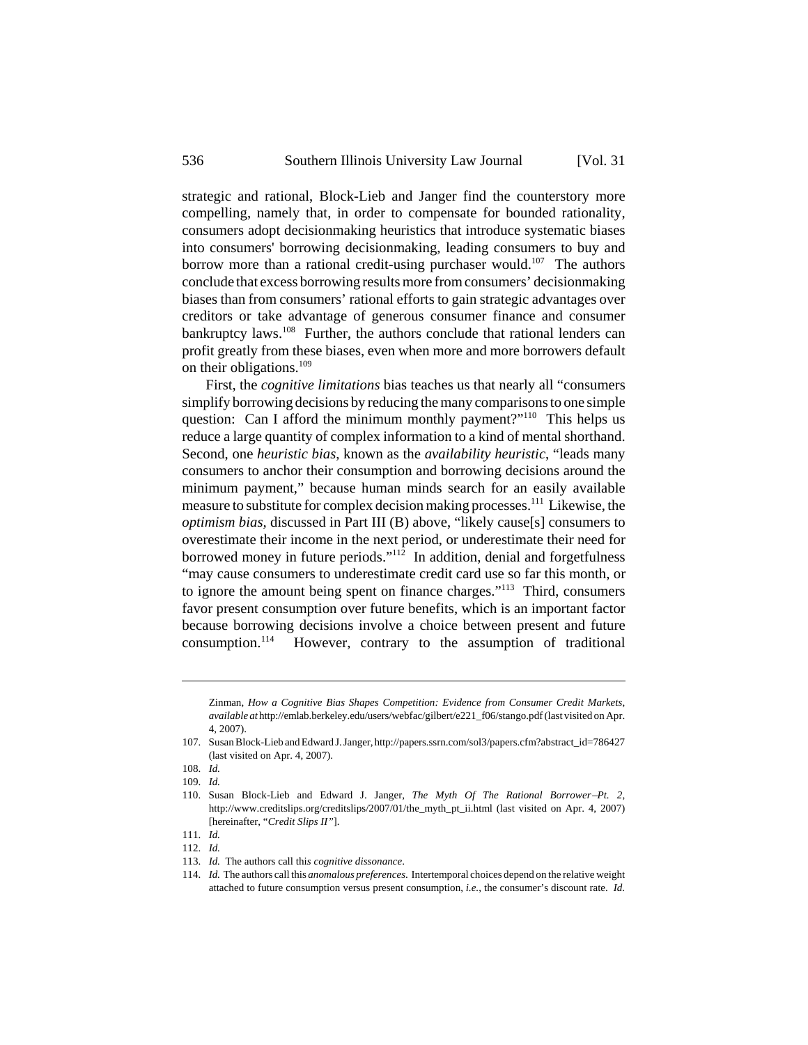strategic and rational, Block-Lieb and Janger find the counterstory more compelling, namely that, in order to compensate for bounded rationality, consumers adopt decisionmaking heuristics that introduce systematic biases into consumers' borrowing decisionmaking, leading consumers to buy and borrow more than a rational credit-using purchaser would.[107] The authors conclude that excess borrowing results more from consumers' decisionmaking biases than from consumers' rational efforts to gain strategic advantages over creditors or take advantage of generous consumer finance and consumer bankruptcy laws.[108] Further, the authors conclude that rational lenders can profit greatly from these biases, even when more and more borrowers default on their obligations.[109]

First, the *cognitive limitations* bias teaches us that nearly all "consumers simplify borrowing decisions by reducing the many comparisons to one simple question: Can I afford the minimum monthly payment?"[110] This helps us reduce a large quantity of complex information to a kind of mental shorthand. Second, one *heuristic bias*, known as the *availability heuristic*, "leads many consumers to anchor their consumption and borrowing decisions around the minimum payment," because human minds search for an easily available measure to substitute for complex decision making processes.[111] Likewise, the *optimism bias*, discussed in Part III (B) above, "likely cause[s] consumers to overestimate their income in the next period, or underestimate their need for borrowed money in future periods."[112] In addition, denial and forgetfulness "may cause consumers to underestimate credit card use so far this month, or to ignore the amount being spent on finance charges."[113] Third, consumers favor present consumption over future benefits, which is an important factor because borrowing decisions involve a choice between present and future consumption.[114] However, contrary to the assumption of traditional

---

Zinman, *How a Cognitive Bias Shapes Competition: Evidence from Consumer Credit Markets*, *available at* http://emlab.berkeley.edu/users/webfac/gilbert/e221_f06/stango.pdf (last visited on Apr. 4, 2007).

107. Susan Block-Lieb and Edward J. Janger, http://papers.ssrn.com/sol3/papers.cfm?abstract_id=786427 (last visited on Apr. 4, 2007).

108. *Id.*

109. *Id.*

110. Susan Block-Lieb and Edward J. Janger, *The Myth Of The Rational Borrower–Pt. 2*, http://www.creditslips.org/creditslips/2007/01/the_myth_pt_ii.html (last visited on Apr. 4, 2007) [hereinafter, "*Credit Slips II*"].

111. *Id.*

112. *Id.*

113. *Id.* The authors call this *cognitive dissonance*.

114. *Id.* The authors call this *anomalous preferences*. Intertemporal choices depend on the relative weight attached to future consumption versus present consumption, *i.e.*, the consumer's discount rate. *Id.*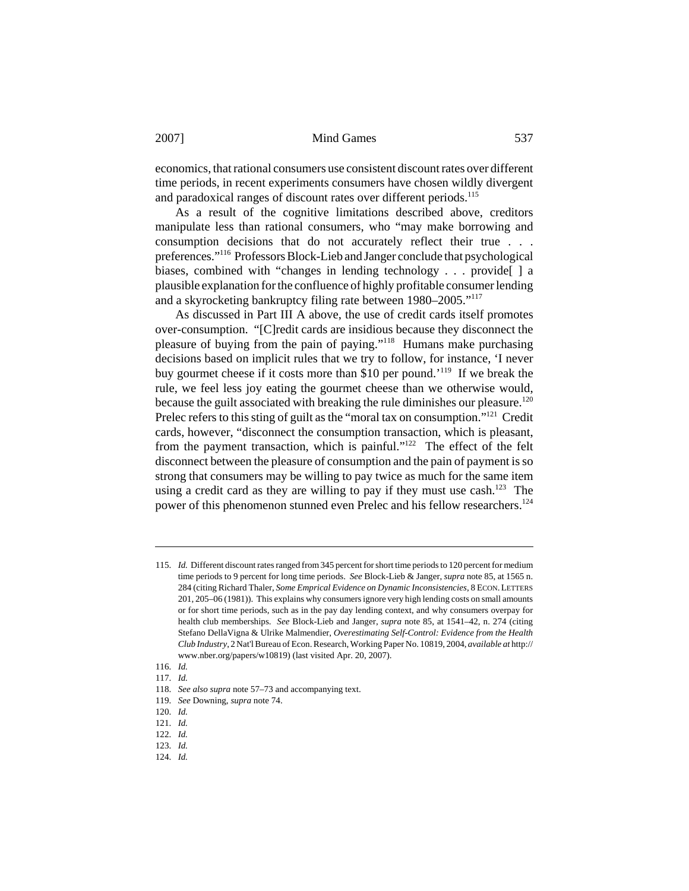economics, that rational consumers use consistent discount rates over different time periods, in recent experiments consumers have chosen wildly divergent and paradoxical ranges of discount rates over different periods.[115]

As a result of the cognitive limitations described above, creditors manipulate less than rational consumers, who "may make borrowing and consumption decisions that do not accurately reflect their true . . . preferences."[116] Professors Block-Lieb and Janger conclude that psychological biases, combined with "changes in lending technology . . . provide[ ] a plausible explanation for the confluence of highly profitable consumer lending and a skyrocketing bankruptcy filing rate between 1980–2005."[117]

As discussed in Part III A above, the use of credit cards itself promotes over-consumption. "[C]redit cards are insidious because they disconnect the pleasure of buying from the pain of paying."[118] Humans make purchasing decisions based on implicit rules that we try to follow, for instance, 'I never buy gourmet cheese if it costs more than $10 per pound.'[119] If we break the rule, we feel less joy eating the gourmet cheese than we otherwise would, because the guilt associated with breaking the rule diminishes our pleasure.[120] Prelec refers to this sting of guilt as the "moral tax on consumption."[121] Credit cards, however, "disconnect the consumption transaction, which is pleasant, from the payment transaction, which is painful."[122] The effect of the felt disconnect between the pleasure of consumption and the pain of payment is so strong that consumers may be willing to pay twice as much for the same item using a credit card as they are willing to pay if they must use cash.[123] The power of this phenomenon stunned even Prelec and his fellow researchers.[124]

---

115. *Id.* Different discount rates ranged from 345 percent for short time periods to 120 percent for medium time periods to 9 percent for long time periods. *See* Block-Lieb & Janger, *supra* note 85, at 1565 n. 284 (citing Richard Thaler, *Some Emprical Evidence on Dynamic Inconsistencies*, 8 ECON. LETTERS 201, 205–06 (1981)). This explains why consumers ignore very high lending costs on small amounts or for short time periods, such as in the pay day lending context, and why consumers overpay for health club memberships. *See* Block-Lieb and Janger, *supra* note 85, at 1541–42, n. 274 (citing Stefano DellaVigna & Ulrike Malmendier, *Overestimating Self-Control: Evidence from the Health Club Industry*, 2 Nat'l Bureau of Econ. Research, Working Paper No. 10819, 2004, *available at* http://www.nber.org/papers/w10819) (last visited Apr. 20, 2007).

116. *Id.*

117. *Id.*

118. *See also supra* note 57–73 and accompanying text.

119. *See* Downing, *supra* note 74.

120. *Id.*

121. *Id.*

122. *Id.*

123. *Id.*

124. *Id.*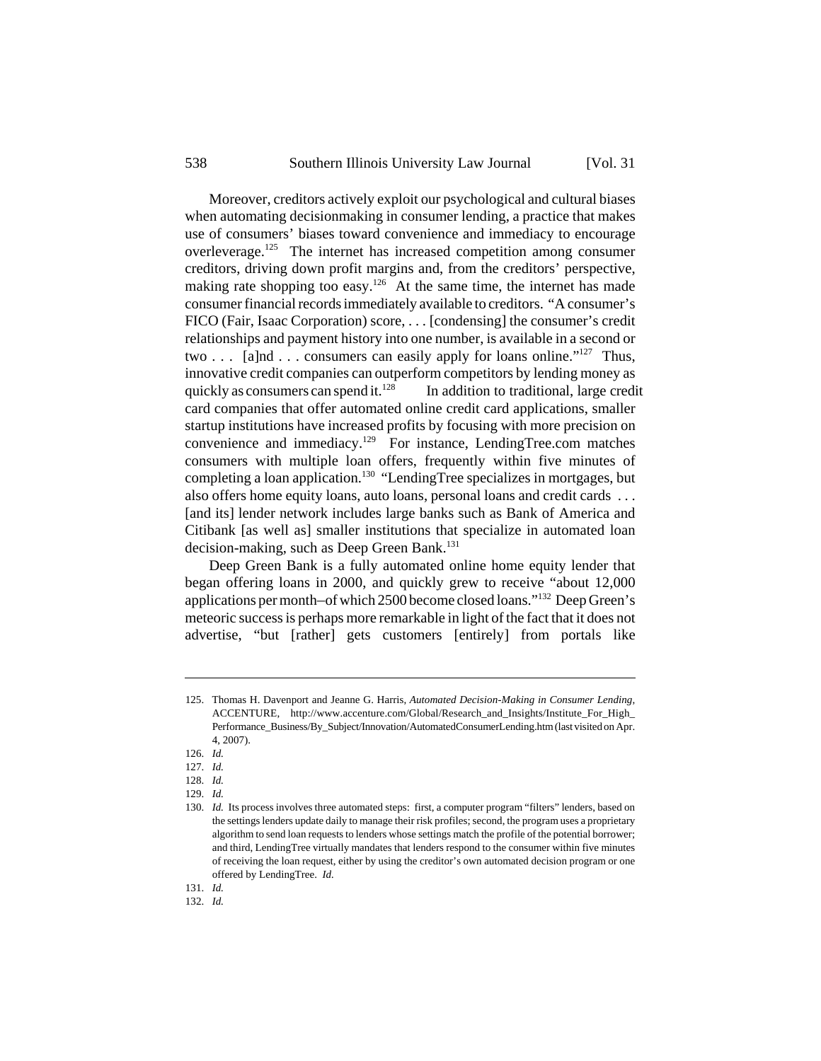Moreover, creditors actively exploit our psychological and cultural biases when automating decisionmaking in consumer lending, a practice that makes use of consumers' biases toward convenience and immediacy to encourage overleverage.[125] The internet has increased competition among consumer creditors, driving down profit margins and, from the creditors' perspective, making rate shopping too easy.[126] At the same time, the internet has made consumer financial records immediately available to creditors. "A consumer's FICO (Fair, Isaac Corporation) score, . . . [condensing] the consumer's credit relationships and payment history into one number, is available in a second or two . . . [a]nd . . . consumers can easily apply for loans online."[127] Thus, innovative credit companies can outperform competitors by lending money as quickly as consumers can spend it.[128] In addition to traditional, large credit card companies that offer automated online credit card applications, smaller startup institutions have increased profits by focusing with more precision on convenience and immediacy.[129] For instance, LendingTree.com matches consumers with multiple loan offers, frequently within five minutes of completing a loan application.[130] "LendingTree specializes in mortgages, but also offers home equity loans, auto loans, personal loans and credit cards . . . [and its] lender network includes large banks such as Bank of America and Citibank [as well as] smaller institutions that specialize in automated loan decision-making, such as Deep Green Bank.[131]

Deep Green Bank is a fully automated online home equity lender that began offering loans in 2000, and quickly grew to receive "about 12,000 applications per month–of which 2500 become closed loans."[132] Deep Green's meteoric success is perhaps more remarkable in light of the fact that it does not advertise, "but [rather] gets customers [entirely] from portals like

---

125. Thomas H. Davenport and Jeanne G. Harris, *Automated Decision-Making in Consumer Lending*, ACCENTURE, http://www.accenture.com/Global/Research_and_Insights/Institute_For_High_Performance_Business/By_Subject/Innovation/AutomatedConsumerLending.htm (last visited on Apr. 4, 2007).

126. *Id.*

127. *Id.*

128. *Id.*

129. *Id.*

130. *Id.* Its process involves three automated steps: first, a computer program "filters" lenders, based on the settings lenders update daily to manage their risk profiles; second, the program uses a proprietary algorithm to send loan requests to lenders whose settings match the profile of the potential borrower; and third, LendingTree virtually mandates that lenders respond to the consumer within five minutes of receiving the loan request, either by using the creditor's own automated decision program or one offered by LendingTree. *Id.*

131. *Id.*

132. *Id.*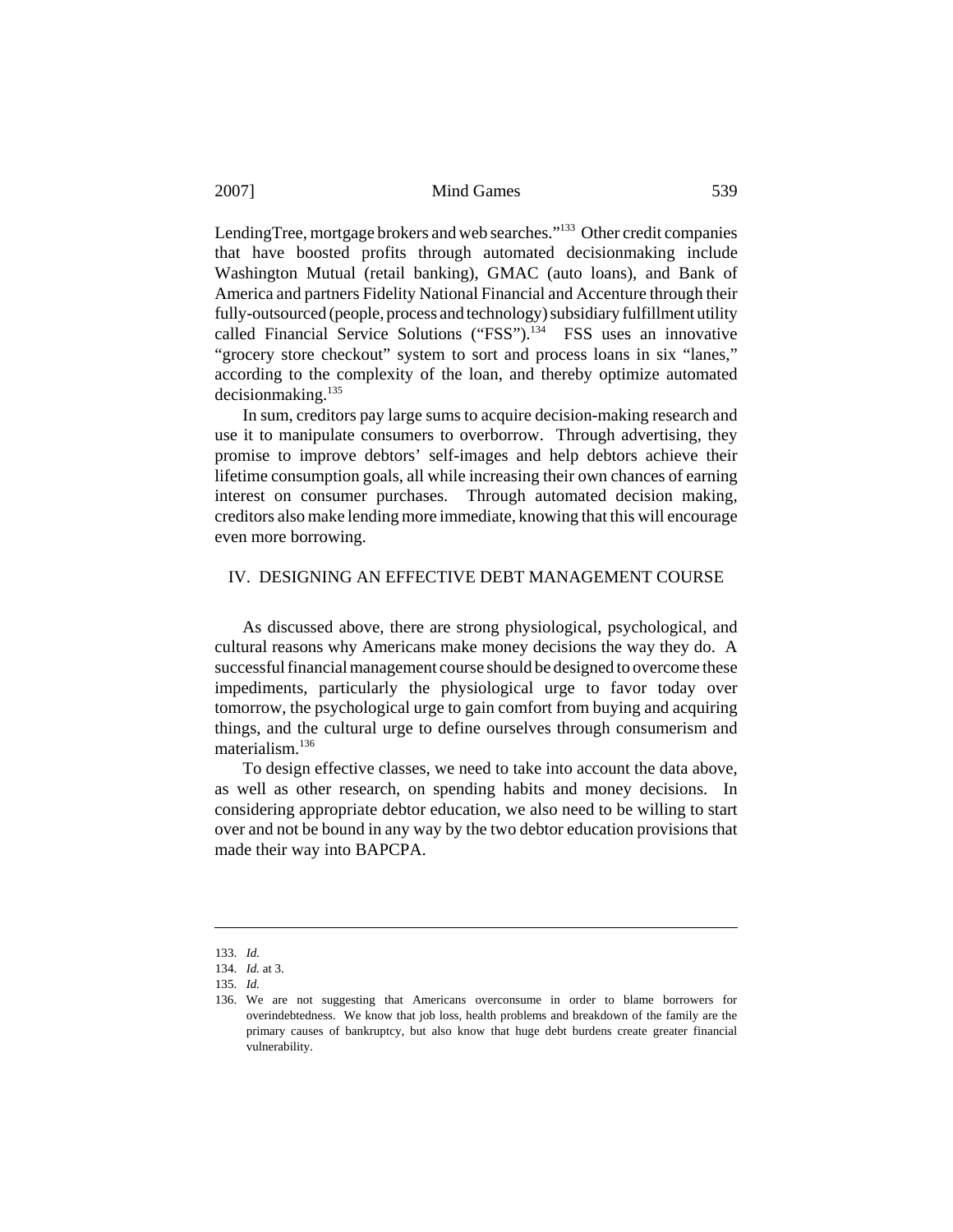LendingTree, mortgage brokers and web searches."[133] Other credit companies that have boosted profits through automated decisionmaking include Washington Mutual (retail banking), GMAC (auto loans), and Bank of America and partners Fidelity National Financial and Accenture through their fully-outsourced (people, process and technology) subsidiary fulfillment utility called Financial Service Solutions ("FSS").[134] FSS uses an innovative "grocery store checkout" system to sort and process loans in six "lanes," according to the complexity of the loan, and thereby optimize automated decisionmaking.[135]

In sum, creditors pay large sums to acquire decision-making research and use it to manipulate consumers to overborrow. Through advertising, they promise to improve debtors' self-images and help debtors achieve their lifetime consumption goals, all while increasing their own chances of earning interest on consumer purchases. Through automated decision making, creditors also make lending more immediate, knowing that this will encourage even more borrowing.

## IV. DESIGNING AN EFFECTIVE DEBT MANAGEMENT COURSE

As discussed above, there are strong physiological, psychological, and cultural reasons why Americans make money decisions the way they do. A successful financial management course should be designed to overcome these impediments, particularly the physiological urge to favor today over tomorrow, the psychological urge to gain comfort from buying and acquiring things, and the cultural urge to define ourselves through consumerism and materialism.[136]

To design effective classes, we need to take into account the data above, as well as other research, on spending habits and money decisions. In considering appropriate debtor education, we also need to be willing to start over and not be bound in any way by the two debtor education provisions that made their way into BAPCPA.

---

133. *Id.*

134. *Id.* at 3.

135. *Id.*

136. We are not suggesting that Americans overconsume in order to blame borrowers for overindebtedness. We know that job loss, health problems and breakdown of the family are the primary causes of bankruptcy, but also know that huge debt burdens create greater financial vulnerability.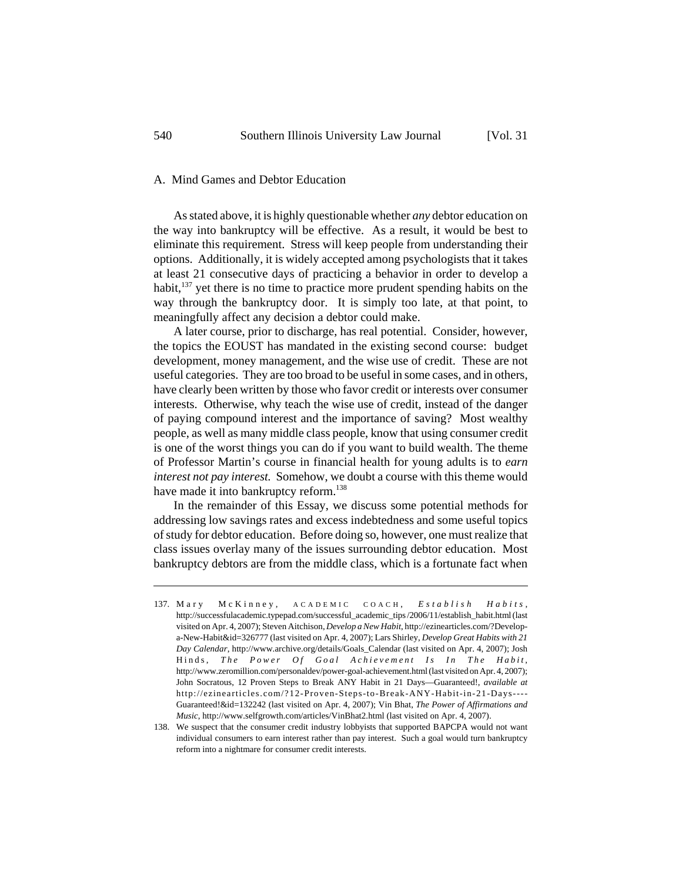### A. Mind Games and Debtor Education

As stated above, it is highly questionable whether *any* debtor education on the way into bankruptcy will be effective. As a result, it would be best to eliminate this requirement. Stress will keep people from understanding their options. Additionally, it is widely accepted among psychologists that it takes at least 21 consecutive days of practicing a behavior in order to develop a habit,[137] yet there is no time to practice more prudent spending habits on the way through the bankruptcy door. It is simply too late, at that point, to meaningfully affect any decision a debtor could make.

A later course, prior to discharge, has real potential. Consider, however, the topics the EOUST has mandated in the existing second course: budget development, money management, and the wise use of credit. These are not useful categories. They are too broad to be useful in some cases, and in others, have clearly been written by those who favor credit or interests over consumer interests. Otherwise, why teach the wise use of credit, instead of the danger of paying compound interest and the importance of saving? Most wealthy people, as well as many middle class people, know that using consumer credit is one of the worst things you can do if you want to build wealth. The theme of Professor Martin's course in financial health for young adults is to *earn interest not pay interest.* Somehow, we doubt a course with this theme would have made it into bankruptcy reform.[138]

In the remainder of this Essay, we discuss some potential methods for addressing low savings rates and excess indebtedness and some useful topics of study for debtor education. Before doing so, however, one must realize that class issues overlay many of the issues surrounding debtor education. Most bankruptcy debtors are from the middle class, which is a fortunate fact when

---

137. Mary McKinney, ACADEMIC COACH, *Establish Habits*, http://successfulacademic.typepad.com/successful_academic_tips/2006/11/establish_habit.html (last visited on Apr. 4, 2007); Steven Aitchison, *Develop a New Habit*, http://ezinearticles.com/?Develop-a-New-Habit&id=326777 (last visited on Apr. 4, 2007); Lars Shirley, *Develop Great Habits with 21 Day Calendar*, http://www.archive.org/details/Goals_Calendar (last visited on Apr. 4, 2007); Josh Hinds, *The Power Of Goal Achievement Is In The Habit*, http://www.zeromillion.com/personaldev/power-goal-achievement.html (last visited on Apr. 4, 2007); John Socratous, 12 Proven Steps to Break ANY Habit in 21 Days—Guaranteed!, *available at* http://ezinearticles.com/?12-Proven-Steps-to-Break-ANY-Habit-in-21-Days----Guaranteed!&id=132242 (last visited on Apr. 4, 2007); Vin Bhat, *The Power of Affirmations and Music*, http://www.selfgrowth.com/articles/VinBhat2.html (last visited on Apr. 4, 2007).

138. We suspect that the consumer credit industry lobbyists that supported BAPCPA would not want individual consumers to earn interest rather than pay interest. Such a goal would turn bankruptcy reform into a nightmare for consumer credit interests.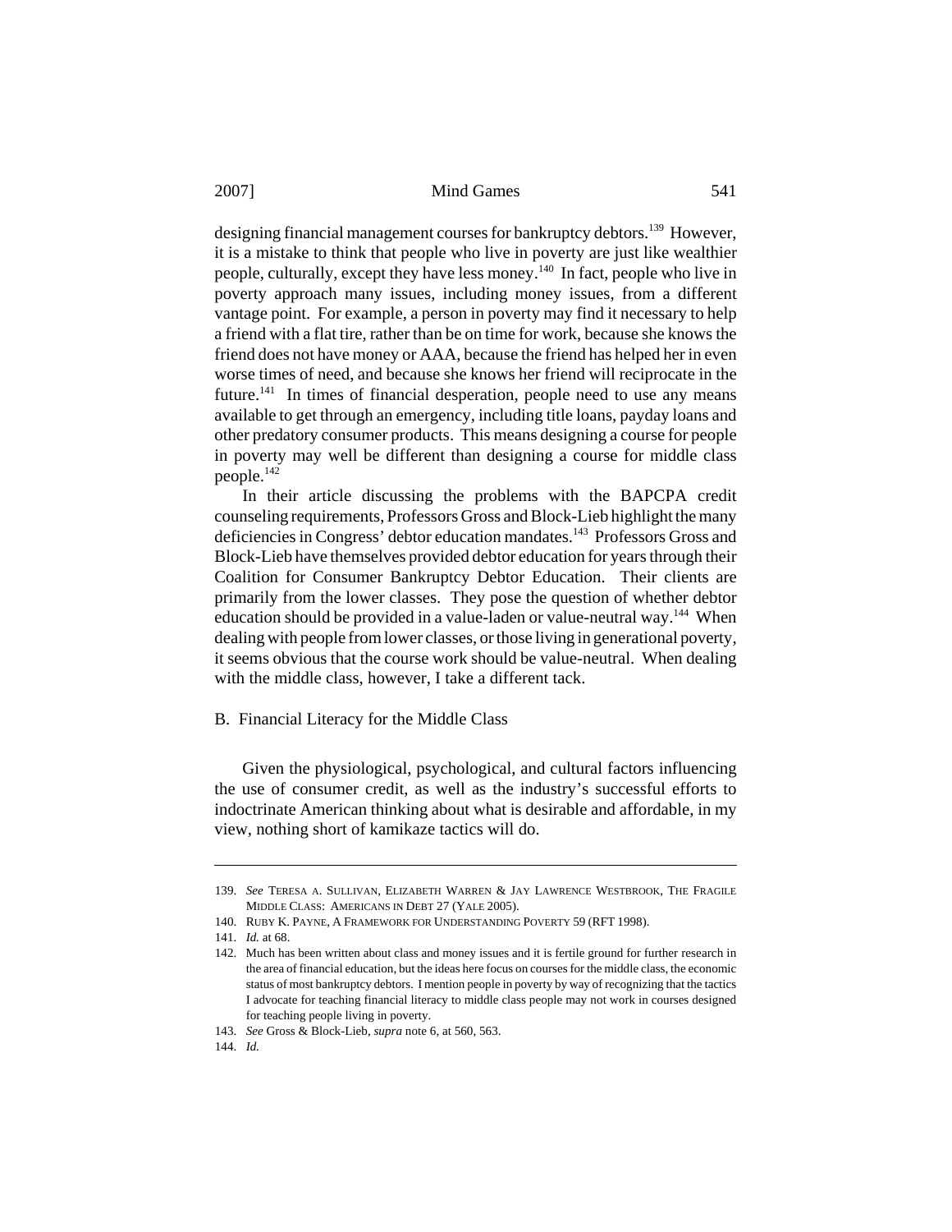designing financial management courses for bankruptcy debtors.[139] However, it is a mistake to think that people who live in poverty are just like wealthier people, culturally, except they have less money.[140] In fact, people who live in poverty approach many issues, including money issues, from a different vantage point. For example, a person in poverty may find it necessary to help a friend with a flat tire, rather than be on time for work, because she knows the friend does not have money or AAA, because the friend has helped her in even worse times of need, and because she knows her friend will reciprocate in the future.[141] In times of financial desperation, people need to use any means available to get through an emergency, including title loans, payday loans and other predatory consumer products. This means designing a course for people in poverty may well be different than designing a course for middle class people.[142]

In their article discussing the problems with the BAPCPA credit counseling requirements, Professors Gross and Block-Lieb highlight the many deficiencies in Congress' debtor education mandates.[143] Professors Gross and Block-Lieb have themselves provided debtor education for years through their Coalition for Consumer Bankruptcy Debtor Education. Their clients are primarily from the lower classes. They pose the question of whether debtor education should be provided in a value-laden or value-neutral way.[144] When dealing with people from lower classes, or those living in generational poverty, it seems obvious that the course work should be value-neutral. When dealing with the middle class, however, I take a different tack.

## B. Financial Literacy for the Middle Class

Given the physiological, psychological, and cultural factors influencing the use of consumer credit, as well as the industry's successful efforts to indoctrinate American thinking about what is desirable and affordable, in my view, nothing short of kamikaze tactics will do.

---

139. *See* Teresa A. Sullivan, Elizabeth Warren & Jay Lawrence Westbrook, The Fragile Middle Class: Americans in Debt 27 (Yale 2005).

140. Ruby K. Payne, A Framework for Understanding Poverty 59 (RFT 1998).

141. *Id.* at 68.

142. Much has been written about class and money issues and it is fertile ground for further research in the area of financial education, but the ideas here focus on courses for the middle class, the economic status of most bankruptcy debtors. I mention people in poverty by way of recognizing that the tactics I advocate for teaching financial literacy to middle class people may not work in courses designed for teaching people living in poverty.

143. *See* Gross & Block-Lieb, *supra* note 6, at 560, 563.

144. *Id.*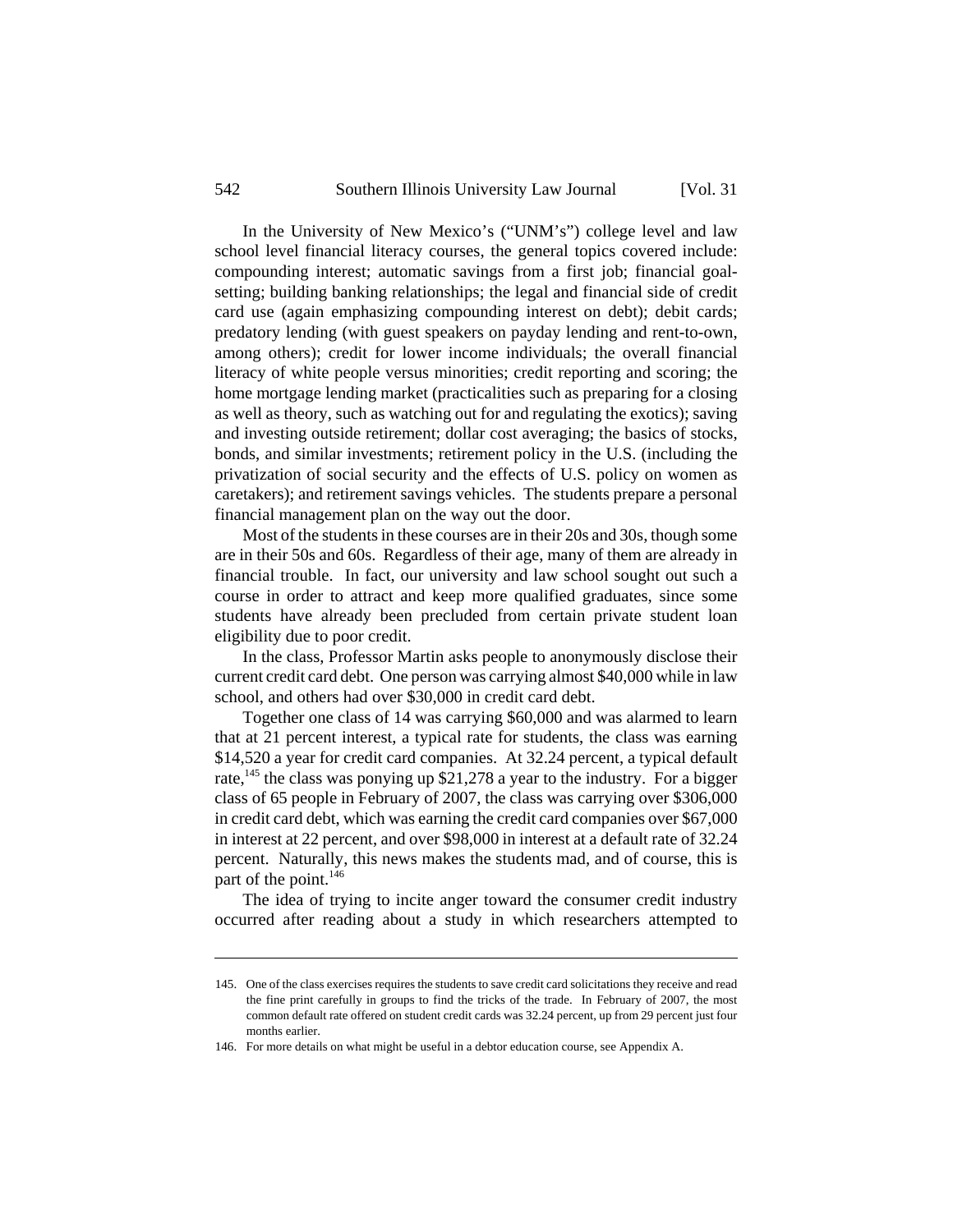In the University of New Mexico's ("UNM's") college level and law school level financial literacy courses, the general topics covered include: compounding interest; automatic savings from a first job; financial goal-setting; building banking relationships; the legal and financial side of credit card use (again emphasizing compounding interest on debt); debit cards; predatory lending (with guest speakers on payday lending and rent-to-own, among others); credit for lower income individuals; the overall financial literacy of white people versus minorities; credit reporting and scoring; the home mortgage lending market (practicalities such as preparing for a closing as well as theory, such as watching out for and regulating the exotics); saving and investing outside retirement; dollar cost averaging; the basics of stocks, bonds, and similar investments; retirement policy in the U.S. (including the privatization of social security and the effects of U.S. policy on women as caretakers); and retirement savings vehicles. The students prepare a personal financial management plan on the way out the door.

Most of the students in these courses are in their 20s and 30s, though some are in their 50s and 60s. Regardless of their age, many of them are already in financial trouble. In fact, our university and law school sought out such a course in order to attract and keep more qualified graduates, since some students have already been precluded from certain private student loan eligibility due to poor credit.

In the class, Professor Martin asks people to anonymously disclose their current credit card debt. One person was carrying almost $40,000 while in law school, and others had over $30,000 in credit card debt.

Together one class of 14 was carrying $60,000 and was alarmed to learn that at 21 percent interest, a typical rate for students, the class was earning $14,520 a year for credit card companies. At 32.24 percent, a typical default rate,[145] the class was ponying up $21,278 a year to the industry. For a bigger class of 65 people in February of 2007, the class was carrying over $306,000 in credit card debt, which was earning the credit card companies over $67,000 in interest at 22 percent, and over $98,000 in interest at a default rate of 32.24 percent. Naturally, this news makes the students mad, and of course, this is part of the point.[146]

The idea of trying to incite anger toward the consumer credit industry occurred after reading about a study in which researchers attempted to

---

145. One of the class exercises requires the students to save credit card solicitations they receive and read the fine print carefully in groups to find the tricks of the trade. In February of 2007, the most common default rate offered on student credit cards was 32.24 percent, up from 29 percent just four months earlier.

146. For more details on what might be useful in a debtor education course, see Appendix A.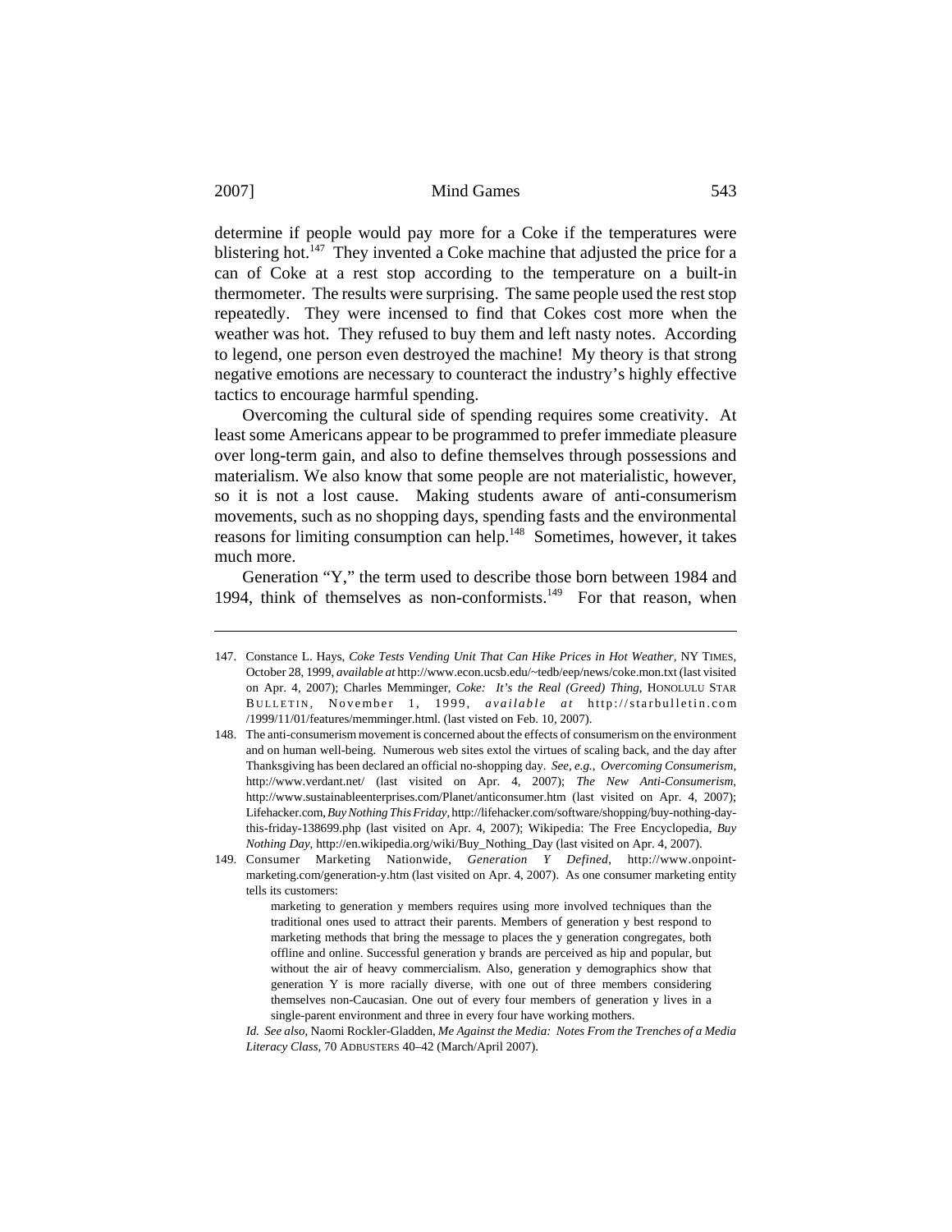determine if people would pay more for a Coke if the temperatures were blistering hot.[147] They invented a Coke machine that adjusted the price for a can of Coke at a rest stop according to the temperature on a built-in thermometer. The results were surprising. The same people used the rest stop repeatedly. They were incensed to find that Cokes cost more when the weather was hot. They refused to buy them and left nasty notes. According to legend, one person even destroyed the machine! My theory is that strong negative emotions are necessary to counteract the industry's highly effective tactics to encourage harmful spending.

Overcoming the cultural side of spending requires some creativity. At least some Americans appear to be programmed to prefer immediate pleasure over long-term gain, and also to define themselves through possessions and materialism. We also know that some people are not materialistic, however, so it is not a lost cause. Making students aware of anti-consumerism movements, such as no shopping days, spending fasts and the environmental reasons for limiting consumption can help.[148] Sometimes, however, it takes much more.

Generation "Y," the term used to describe those born between 1984 and 1994, think of themselves as non-conformists.[149] For that reason, when

---

147. Constance L. Hays, *Coke Tests Vending Unit That Can Hike Prices in Hot Weather*, NY TIMES, October 28, 1999, *available at* http://www.econ.ucsb.edu/~tedb/eep/news/coke.mon.txt (last visited on Apr. 4, 2007); Charles Memminger, *Coke: It's the Real (Greed) Thing*, HONOLULU STAR BULLETIN, November 1, 1999, *available at* http://starbulletin.com/1999/11/01/features/memminger.html. (last visted on Feb. 10, 2007).

148. The anti-consumerism movement is concerned about the effects of consumerism on the environment and on human well-being. Numerous web sites extol the virtues of scaling back, and the day after Thanksgiving has been declared an official no-shopping day. *See, e.g.*, *Overcoming Consumerism*, http://www.verdant.net/ (last visited on Apr. 4, 2007); *The New Anti-Consumerism*, http://www.sustainableenterprises.com/Planet/anticonsumer.htm (last visited on Apr. 4, 2007); Lifehacker.com, *Buy Nothing This Friday*, http://lifehacker.com/software/shopping/buy-nothing-day-this-friday-138699.php (last visited on Apr. 4, 2007); Wikipedia: The Free Encyclopedia, *Buy Nothing Day*, http://en.wikipedia.org/wiki/Buy_Nothing_Day (last visited on Apr. 4, 2007).

149. Consumer Marketing Nationwide, *Generation Y Defined*, http://www.onpoint-marketing.com/generation-y.htm (last visited on Apr. 4, 2007). As one consumer marketing entity tells its customers:

> marketing to generation y members requires using more involved techniques than the traditional ones used to attract their parents. Members of generation y best respond to marketing methods that bring the message to places the y generation congregates, both offline and online. Successful generation y brands are perceived as hip and popular, but without the air of heavy commercialism. Also, generation y demographics show that generation Y is more racially diverse, with one out of three members considering themselves non-Caucasian. One out of every four members of generation y lives in a single-parent environment and three in every four have working mothers.

*Id.* *See also*, Naomi Rockler-Gladden, *Me Against the Media: Notes From the Trenches of a Media Literacy Class*, 70 ADBUSTERS 40–42 (March/April 2007).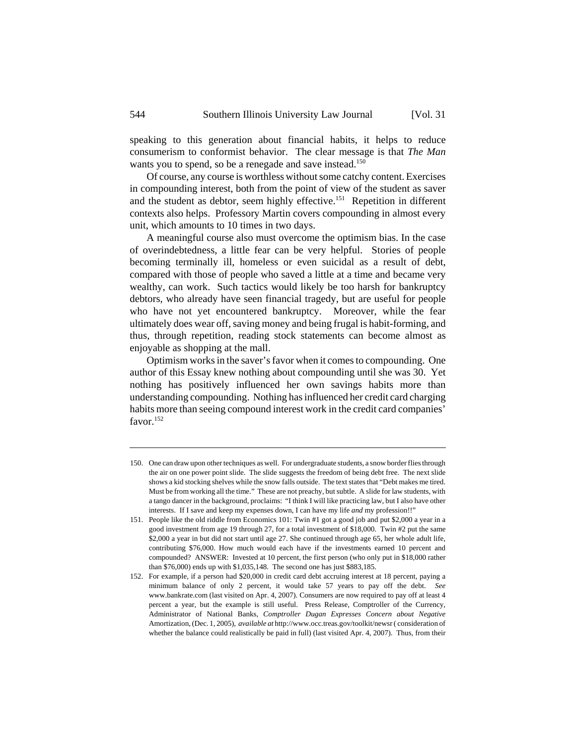speaking to this generation about financial habits, it helps to reduce consumerism to conformist behavior. The clear message is that *The Man* wants you to spend, so be a renegade and save instead.[150]

Of course, any course is worthless without some catchy content. Exercises in compounding interest, both from the point of view of the student as saver and the student as debtor, seem highly effective.[151] Repetition in different contexts also helps. Professory Martin covers compounding in almost every unit, which amounts to 10 times in two days.

A meaningful course also must overcome the optimism bias. In the case of overindebtedness, a little fear can be very helpful. Stories of people becoming terminally ill, homeless or even suicidal as a result of debt, compared with those of people who saved a little at a time and became very wealthy, can work. Such tactics would likely be too harsh for bankruptcy debtors, who already have seen financial tragedy, but are useful for people who have not yet encountered bankruptcy. Moreover, while the fear ultimately does wear off, saving money and being frugal is habit-forming, and thus, through repetition, reading stock statements can become almost as enjoyable as shopping at the mall.

Optimism works in the saver's favor when it comes to compounding. One author of this Essay knew nothing about compounding until she was 30. Yet nothing has positively influenced her own savings habits more than understanding compounding. Nothing has influenced her credit card charging habits more than seeing compound interest work in the credit card companies' favor.[152]

---

150. One can draw upon other techniques as well. For undergraduate students, a snow border flies through the air on one power point slide. The slide suggests the freedom of being debt free. The next slide shows a kid stocking shelves while the snow falls outside. The text states that "Debt makes me tired. Must be from working all the time." These are not preachy, but subtle. A slide for law students, with a tango dancer in the background, proclaims: "I think I will like practicing law, but I also have other interests. If I save and keep my expenses down, I can have my life *and* my profession!!"

151. People like the old riddle from Economics 101: Twin #1 got a good job and put $2,000 a year in a good investment from age 19 through 27, for a total investment of $18,000. Twin #2 put the same $2,000 a year in but did not start until age 27. She continued through age 65, her whole adult life, contributing $76,000. How much would each have if the investments earned 10 percent and compounded? ANSWER: Invested at 10 percent, the first person (who only put in $18,000 rather than $76,000) ends up with $1,035,148. The second one has just $883,185.

152. For example, if a person had $20,000 in credit card debt accruing interest at 18 percent, paying a minimum balance of only 2 percent, it would take 57 years to pay off the debt. *See* www.bankrate.com (last visited on Apr. 4, 2007). Consumers are now required to pay off at least 4 percent a year, but the example is still useful. Press Release, Comptroller of the Currency, Administrator of National Banks, *Comptroller Dugan Expresses Concern about Negative* Amortization, (Dec. 1, 2005), *available at* http://www.occ.treas.gov/toolkit/newsr ( consideration of whether the balance could realistically be paid in full) (last visited Apr. 4, 2007). Thus, from their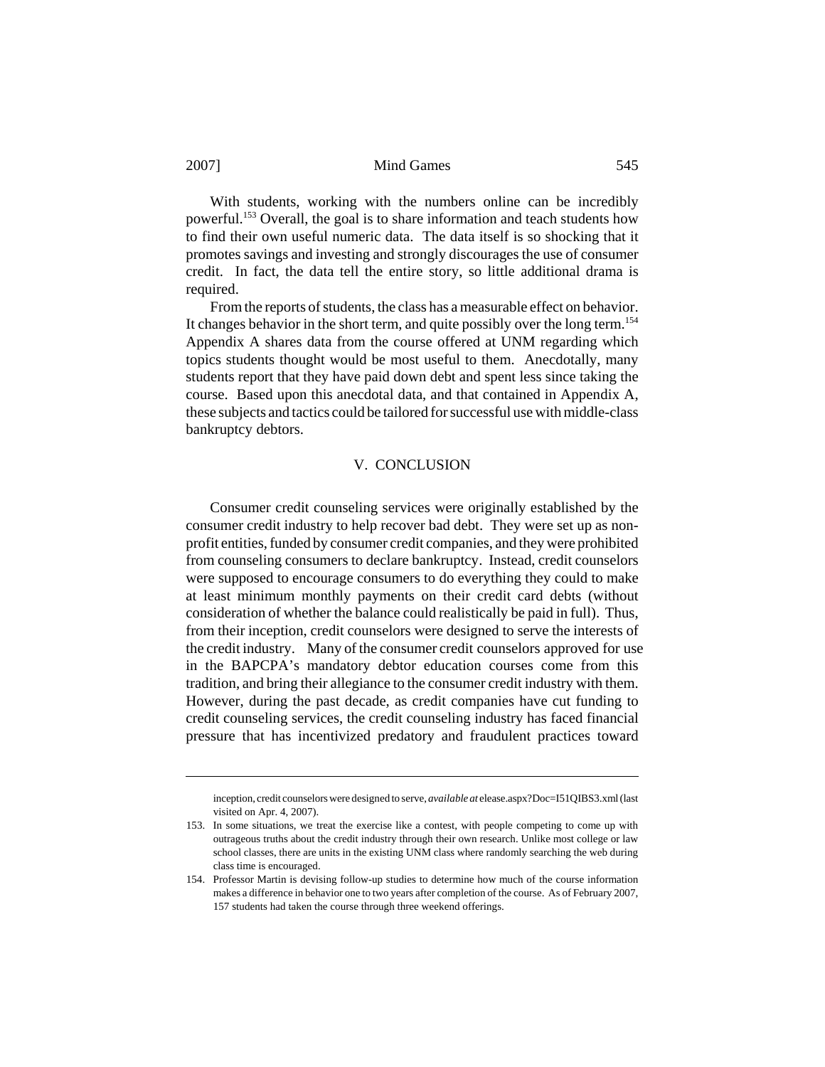With students, working with the numbers online can be incredibly powerful.[153] Overall, the goal is to share information and teach students how to find their own useful numeric data. The data itself is so shocking that it promotes savings and investing and strongly discourages the use of consumer credit. In fact, the data tell the entire story, so little additional drama is required.

From the reports of students, the class has a measurable effect on behavior. It changes behavior in the short term, and quite possibly over the long term.[154] Appendix A shares data from the course offered at UNM regarding which topics students thought would be most useful to them. Anecdotally, many students report that they have paid down debt and spent less since taking the course. Based upon this anecdotal data, and that contained in Appendix A, these subjects and tactics could be tailored for successful use with middle-class bankruptcy debtors.

## V. CONCLUSION

Consumer credit counseling services were originally established by the consumer credit industry to help recover bad debt. They were set up as non-profit entities, funded by consumer credit companies, and they were prohibited from counseling consumers to declare bankruptcy. Instead, credit counselors were supposed to encourage consumers to do everything they could to make at least minimum monthly payments on their credit card debts (without consideration of whether the balance could realistically be paid in full). Thus, from their inception, credit counselors were designed to serve the interests of the credit industry. Many of the consumer credit counselors approved for use in the BAPCPA's mandatory debtor education courses come from this tradition, and bring their allegiance to the consumer credit industry with them. However, during the past decade, as credit companies have cut funding to credit counseling services, the credit counseling industry has faced financial pressure that has incentivized predatory and fraudulent practices toward

---

inception, credit counselors were designed to serve, *available at* elease.aspx?Doc=I51QIBS3.xml (last visited on Apr. 4, 2007).

153. In some situations, we treat the exercise like a contest, with people competing to come up with outrageous truths about the credit industry through their own research. Unlike most college or law school classes, there are units in the existing UNM class where randomly searching the web during class time is encouraged.

154. Professor Martin is devising follow-up studies to determine how much of the course information makes a difference in behavior one to two years after completion of the course. As of February 2007, 157 students had taken the course through three weekend offerings.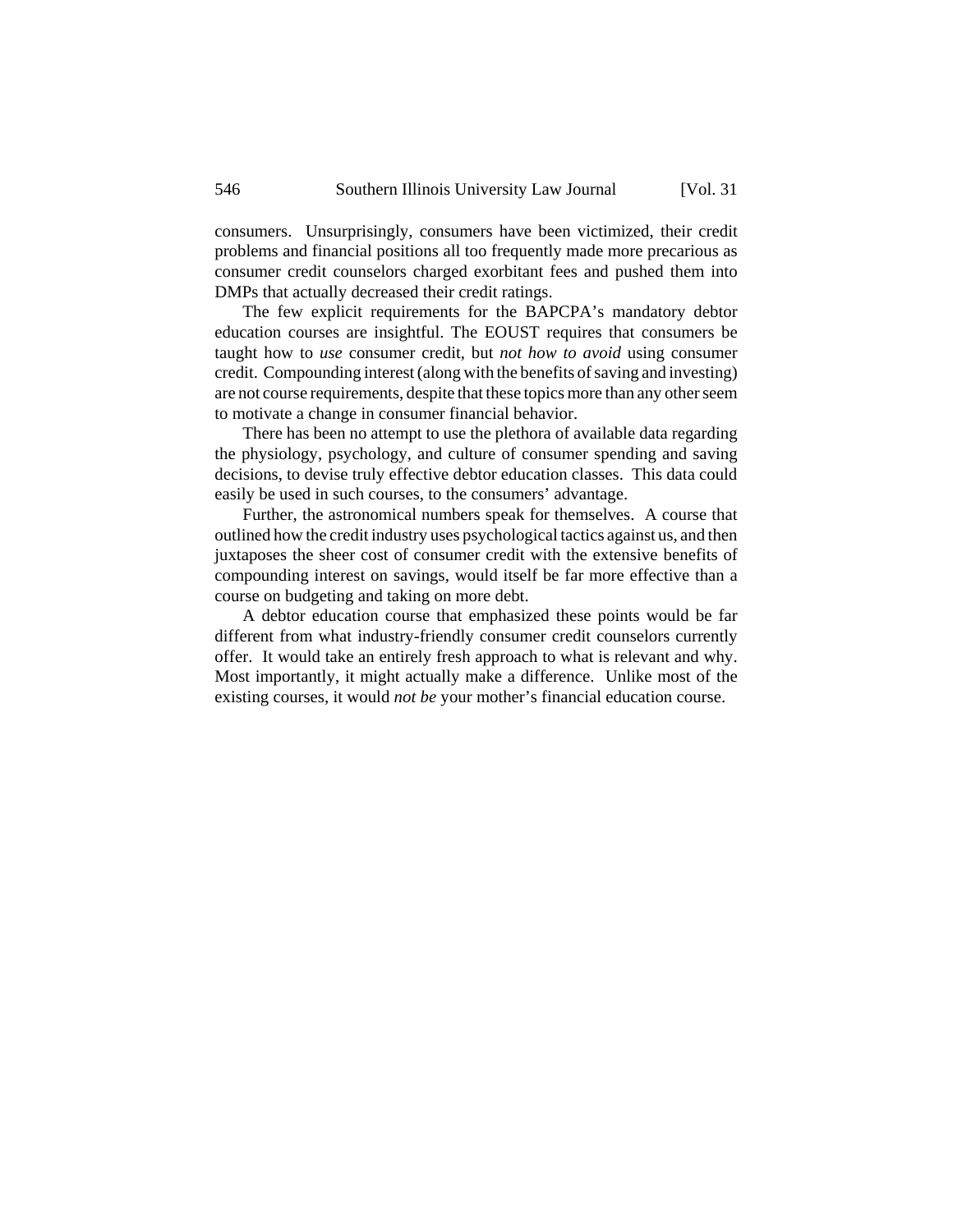consumers. Unsurprisingly, consumers have been victimized, their credit problems and financial positions all too frequently made more precarious as consumer credit counselors charged exorbitant fees and pushed them into DMPs that actually decreased their credit ratings.

The few explicit requirements for the BAPCPA's mandatory debtor education courses are insightful. The EOUST requires that consumers be taught how to *use* consumer credit, but *not how to avoid* using consumer credit. Compounding interest (along with the benefits of saving and investing) are not course requirements, despite that these topics more than any other seem to motivate a change in consumer financial behavior.

There has been no attempt to use the plethora of available data regarding the physiology, psychology, and culture of consumer spending and saving decisions, to devise truly effective debtor education classes. This data could easily be used in such courses, to the consumers' advantage.

Further, the astronomical numbers speak for themselves. A course that outlined how the credit industry uses psychological tactics against us, and then juxtaposes the sheer cost of consumer credit with the extensive benefits of compounding interest on savings, would itself be far more effective than a course on budgeting and taking on more debt.

A debtor education course that emphasized these points would be far different from what industry-friendly consumer credit counselors currently offer. It would take an entirely fresh approach to what is relevant and why. Most importantly, it might actually make a difference. Unlike most of the existing courses, it would *not be* your mother's financial education course.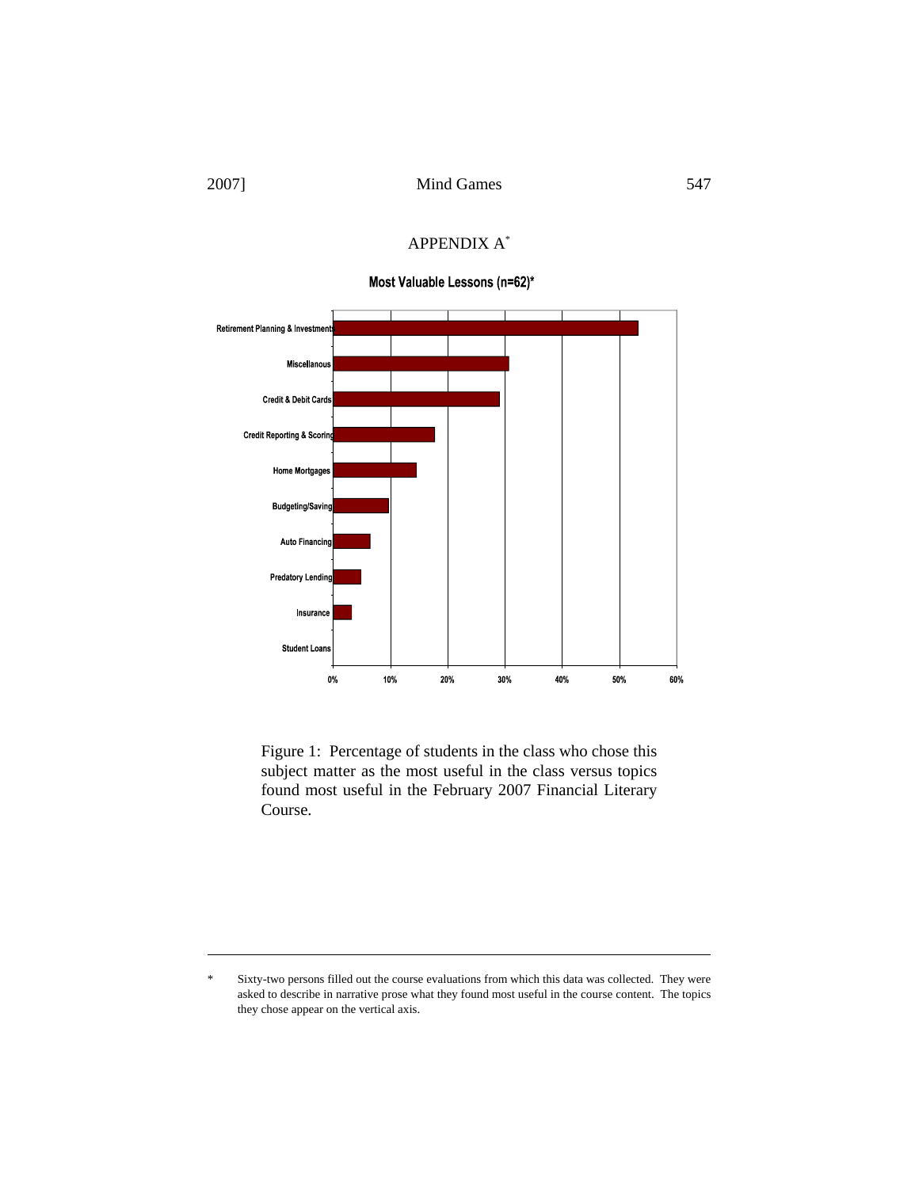## APPENDIX A*

Most Valuable Lessons (n=62)*

Retirement Planning & Investments

Miscellanous

Credit & Debit Cards

Credit Reporting & Scoring

Home Mortgages

Budgeting/Saving

Auto Financing

Predatory Lending

Insurance

Student Loans

0%
10%
20%
30%
40%
50%
60%

Figure 1: Percentage of students in the class who chose this subject matter as the most useful in the class versus topics found most useful in the February 2007 Financial Literary Course.

---

\* Sixty-two persons filled out the course evaluations from which this data was collected. They were asked to describe in narrative prose what they found most useful in the course content. The topics they chose appear on the vertical axis.